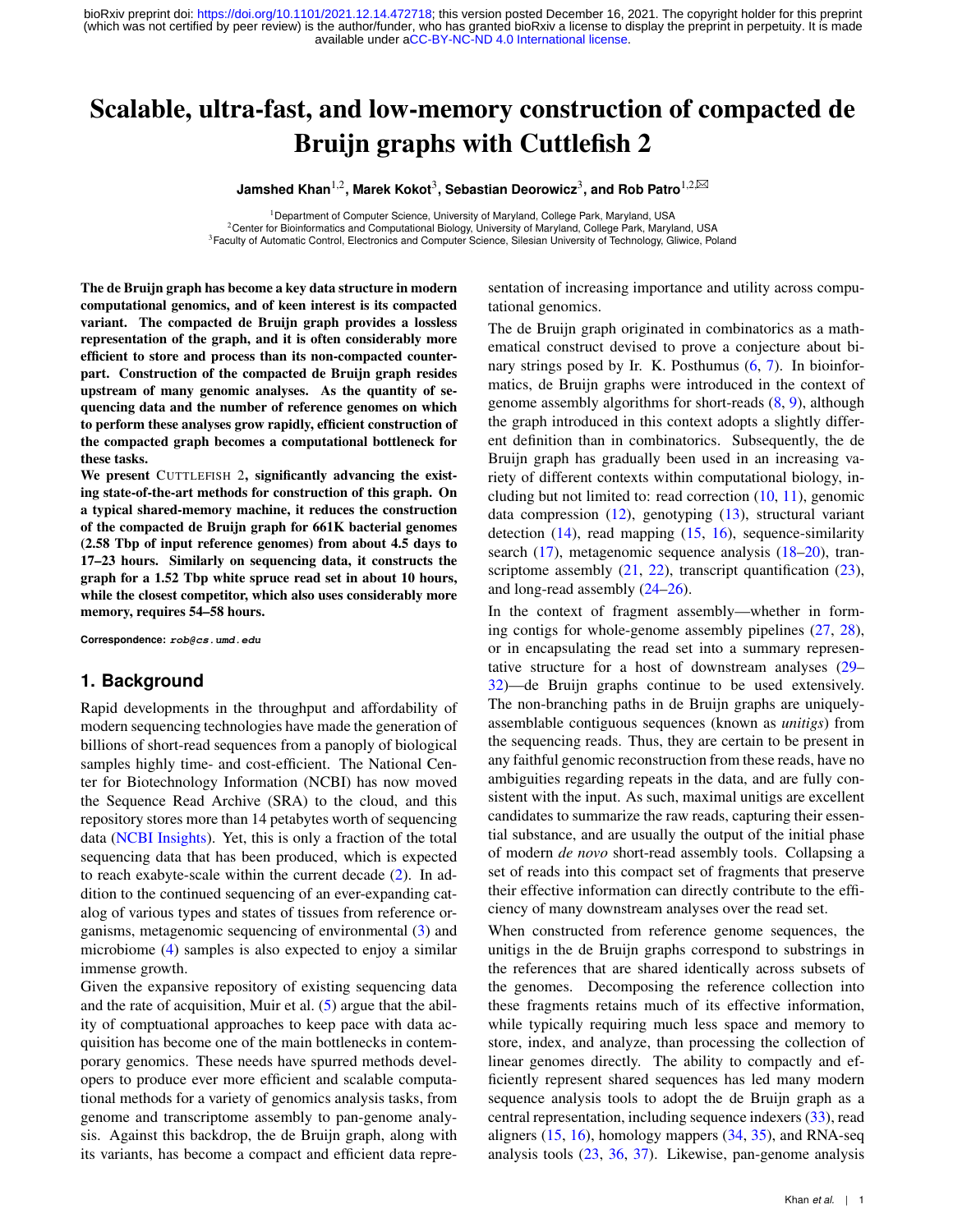# Scalable, ultra-fast, and low-memory construction of compacted de Bruijn graphs with Cuttlefish 2

**Jamshed Khan**[1,2], **Marek Kokot**[3], **Sebastian Deorowicz**[3], **and Rob Patro**[1,2,✉]

[1]Department of Computer Science, University of Maryland, College Park, Maryland, USA
[2]Center for Bioinformatics and Computational Biology, University of Maryland, College Park, Maryland, USA
[3]Faculty of Automatic Control, Electronics and Computer Science, Silesian University of Technology, Gliwice, Poland

**The de Bruijn graph has become a key data structure in modern computational genomics, and of keen interest is its compacted variant. The compacted de Bruijn graph provides a lossless representation of the graph, and it is often considerably more efficient to store and process than its non-compacted counterpart. Construction of the compacted de Bruijn graph resides upstream of many genomic analyses. As the quantity of sequencing data and the number of reference genomes on which to perform these analyses grow rapidly, efficient construction of the compacted graph becomes a computational bottleneck for these tasks.**

**We present CUTTLEFISH 2, significantly advancing the existing state-of-the-art methods for construction of this graph. On a typical shared-memory machine, it reduces the construction of the compacted de Bruijn graph for 661K bacterial genomes (2.58 Tbp of input reference genomes) from about 4.5 days to 17–23 hours. Similarly on sequencing data, it constructs the graph for a 1.52 Tbp white spruce read set in about 10 hours, while the closest competitor, which also uses considerably more memory, requires 54–58 hours.**

**Correspondence:** *rob@cs.umd.edu*

## 1. Background

Rapid developments in the throughput and affordability of modern sequencing technologies have made the generation of billions of short-read sequences from a panoply of biological samples highly time- and cost-efficient. The National Center for Biotechnology Information (NCBI) has now moved the Sequence Read Archive (SRA) to the cloud, and this repository stores more than 14 petabytes worth of sequencing data (NCBI Insights). Yet, this is only a fraction of the total sequencing data that has been produced, which is expected to reach exabyte-scale within the current decade (2). In addition to the continued sequencing of an ever-expanding catalog of various types and states of tissues from reference organisms, metagenomic sequencing of environmental (3) and microbiome (4) samples is also expected to enjoy a similar immense growth.

Given the expansive repository of existing sequencing data and the rate of acquisition, Muir et al. (5) argue that the ability of comptuational approaches to keep pace with data acquisition has become one of the main bottlenecks in contemporary genomics. These needs have spurred methods developers to produce ever more efficient and scalable computational methods for a variety of genomics analysis tasks, from genome and transcriptome assembly to pan-genome analysis. Against this backdrop, the de Bruijn graph, along with its variants, has become a compact and efficient data representation of increasing importance and utility across computational genomics.

The de Bruijn graph originated in combinatorics as a mathematical construct devised to prove a conjecture about binary strings posed by Ir. K. Posthumus (6, 7). In bioinformatics, de Bruijn graphs were introduced in the context of genome assembly algorithms for short-reads (8, 9), although the graph introduced in this context adopts a slightly different definition than in combinatorics. Subsequently, the de Bruijn graph has gradually been used in an increasing variety of different contexts within computational biology, including but not limited to: read correction (10, 11), genomic data compression (12), genotyping (13), structural variant detection (14), read mapping (15, 16), sequence-similarity search (17), metagenomic sequence analysis (18–20), transcriptome assembly (21, 22), transcript quantification (23), and long-read assembly (24–26).

In the context of fragment assembly—whether in forming contigs for whole-genome assembly pipelines (27, 28), or in encapsulating the read set into a summary representative structure for a host of downstream analyses (29–32)—de Bruijn graphs continue to be used extensively. The non-branching paths in de Bruijn graphs are uniquely-assemblable contiguous sequences (known as *unitigs*) from the sequencing reads. Thus, they are certain to be present in any faithful genomic reconstruction from these reads, have no ambiguities regarding repeats in the data, and are fully consistent with the input. As such, maximal unitigs are excellent candidates to summarize the raw reads, capturing their essential substance, and are usually the output of the initial phase of modern *de novo* short-read assembly tools. Collapsing a set of reads into this compact set of fragments that preserve their effective information can directly contribute to the efficiency of many downstream analyses over the read set.

When constructed from reference genome sequences, the unitigs in the de Bruijn graphs correspond to substrings in the references that are shared identically across subsets of the genomes. Decomposing the reference collection into these fragments retains much of its effective information, while typically requiring much less space and memory to store, index, and analyze, than processing the collection of linear genomes directly. The ability to compactly and efficiently represent shared sequences has led many modern sequence analysis tools to adopt the de Bruijn graph as a central representation, including sequence indexers (33), read aligners (15, 16), homology mappers (34, 35), and RNA-seq analysis tools (23, 36, 37). Likewise, pan-genome analysis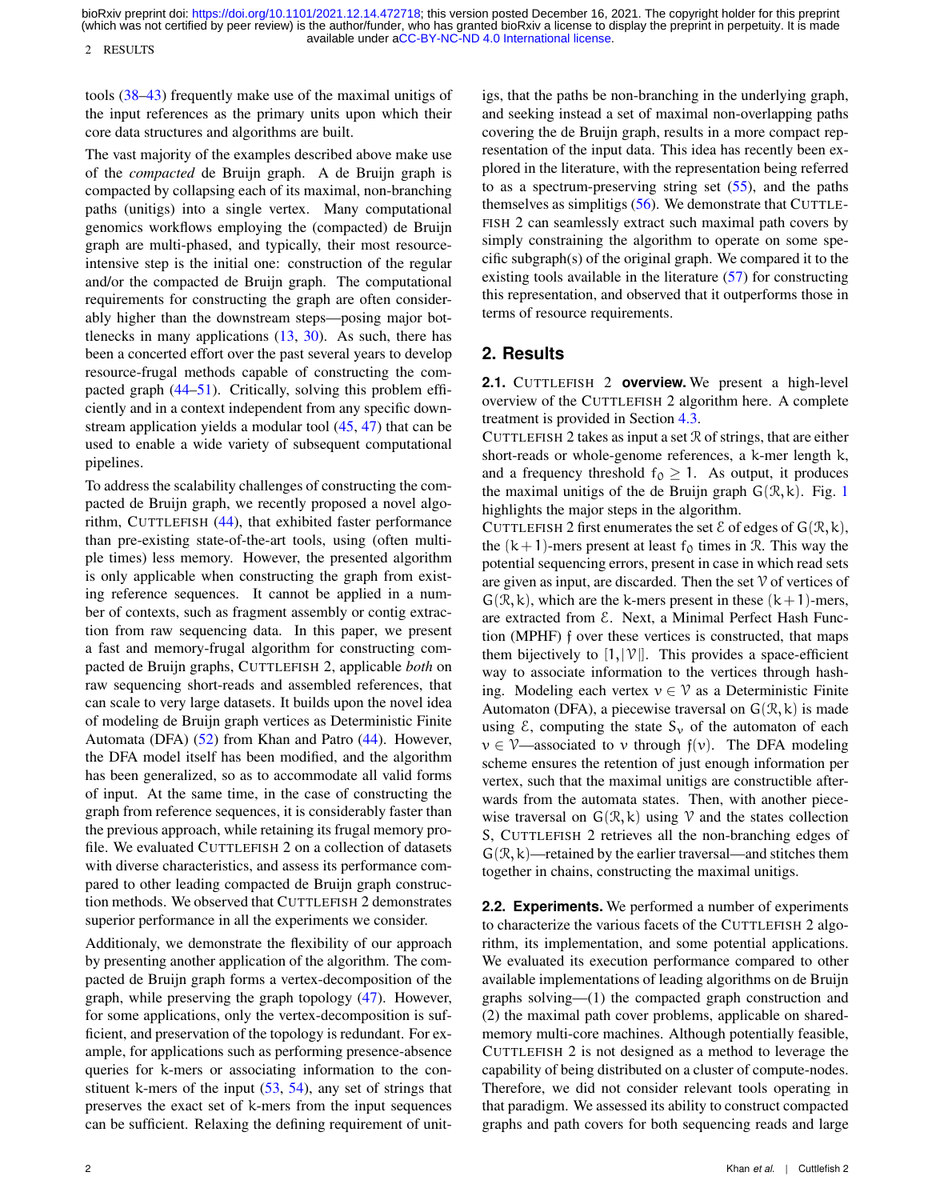tools (38–43) frequently make use of the maximal unitigs of the input references as the primary units upon which their core data structures and algorithms are built.

The vast majority of the examples described above make use of the *compacted* de Bruijn graph. A de Bruijn graph is compacted by collapsing each of its maximal, non-branching paths (unitigs) into a single vertex. Many computational genomics workflows employing the (compacted) de Bruijn graph are multi-phased, and typically, their most resource-intensive step is the initial one: construction of the regular and/or the compacted de Bruijn graph. The computational requirements for constructing the graph are often considerably higher than the downstream steps—posing major bottlenecks in many applications (13, 30). As such, there has been a concerted effort over the past several years to develop resource-frugal methods capable of constructing the compacted graph (44–51). Critically, solving this problem efficiently and in a context independent from any specific downstream application yields a modular tool (45, 47) that can be used to enable a wide variety of subsequent computational pipelines.

To address the scalability challenges of constructing the compacted de Bruijn graph, we recently proposed a novel algorithm, CUTTLEFISH (44), that exhibited faster performance than pre-existing state-of-the-art tools, using (often multiple times) less memory. However, the presented algorithm is only applicable when constructing the graph from existing reference sequences. It cannot be applied in a number of contexts, such as fragment assembly or contig extraction from raw sequencing data. In this paper, we present a fast and memory-frugal algorithm for constructing compacted de Bruijn graphs, CUTTLEFISH 2, applicable *both* on raw sequencing short-reads and assembled references, that can scale to very large datasets. It builds upon the novel idea of modeling de Bruijn graph vertices as Deterministic Finite Automata (DFA) (52) from Khan and Patro (44). However, the DFA model itself has been modified, and the algorithm has been generalized, so as to accommodate all valid forms of input. At the same time, in the case of constructing the graph from reference sequences, it is considerably faster than the previous approach, while retaining its frugal memory profile. We evaluated CUTTLEFISH 2 on a collection of datasets with diverse characteristics, and assess its performance compared to other leading compacted de Bruijn graph construction methods. We observed that CUTTLEFISH 2 demonstrates superior performance in all the experiments we consider.

Additionaly, we demonstrate the flexibility of our approach by presenting another application of the algorithm. The compacted de Bruijn graph forms a vertex-decomposition of the graph, while preserving the graph topology (47). However, for some applications, only the vertex-decomposition is sufficient, and preservation of the topology is redundant. For example, for applications such as performing presence-absence queries for k-mers or associating information to the constituent k-mers of the input (53, 54), any set of strings that preserves the exact set of k-mers from the input sequences can be sufficient. Relaxing the defining requirement of unitigs, that the paths be non-branching in the underlying graph, and seeking instead a set of maximal non-overlapping paths covering the de Bruijn graph, results in a more compact representation of the input data. This idea has recently been explored in the literature, with the representation being referred to as a spectrum-preserving string set (55), and the paths themselves as simplitigs (56). We demonstrate that CUTTLEFISH 2 can seamlessly extract such maximal path covers by simply constraining the algorithm to operate on some specific subgraph(s) of the original graph. We compared it to the existing tools available in the literature (57) for constructing this representation, and observed that it outperforms those in terms of resource requirements.

## 2. Results

**2.1. CUTTLEFISH 2 overview.** We present a high-level overview of the CUTTLEFISH 2 algorithm here. A complete treatment is provided in Section 4.3.

CUTTLEFISH 2 takes as input a set $\mathcal{R}$ of strings, that are either short-reads or whole-genome references, a k-mer length $k$, and a frequency threshold $f_0 \geq 1$. As output, it produces the maximal unitigs of the de Bruijn graph $G(\mathcal{R}, k)$. Fig. 1 highlights the major steps in the algorithm.

CUTTLEFISH 2 first enumerates the set $\mathcal{E}$ of edges of $G(\mathcal{R}, k)$, the $(k+1)$-mers present at least $f_0$ times in $\mathcal{R}$. This way the potential sequencing errors, present in case in which read sets are given as input, are discarded. Then the set $\mathcal{V}$ of vertices of $G(\mathcal{R}, k)$, which are the k-mers present in these $(k+1)$-mers, are extracted from $\mathcal{E}$. Next, a Minimal Perfect Hash Function (MPHF) $f$ over these vertices is constructed, that maps them bijectively to $[1, |\mathcal{V}|]$. This provides a space-efficient way to associate information to the vertices through hashing. Modeling each vertex $v \in \mathcal{V}$ as a Deterministic Finite Automaton (DFA), a piecewise traversal on $G(\mathcal{R}, k)$ is made using $\mathcal{E}$, computing the state $S_v$ of the automaton of each $v \in \mathcal{V}$—associated to $v$ through $f(v)$. The DFA modeling scheme ensures the retention of just enough information per vertex, such that the maximal unitigs are constructible afterwards from the automata states. Then, with another piecewise traversal on $G(\mathcal{R}, k)$ using $\mathcal{V}$ and the states collection $S$, CUTTLEFISH 2 retrieves all the non-branching edges of $G(\mathcal{R}, k)$—retained by the earlier traversal—and stitches them together in chains, constructing the maximal unitigs.

**2.2. Experiments.** We performed a number of experiments to characterize the various facets of the CUTTLEFISH 2 algorithm, its implementation, and some potential applications. We evaluated its execution performance compared to other available implementations of leading algorithms on de Bruijn graphs solving—(1) the compacted graph construction and (2) the maximal path cover problems, applicable on shared-memory multi-core machines. Although potentially feasible, CUTTLEFISH 2 is not designed as a method to leverage the capability of being distributed on a cluster of compute-nodes. Therefore, we did not consider relevant tools operating in that paradigm. We assessed its ability to construct compacted graphs and path covers for both sequencing reads and large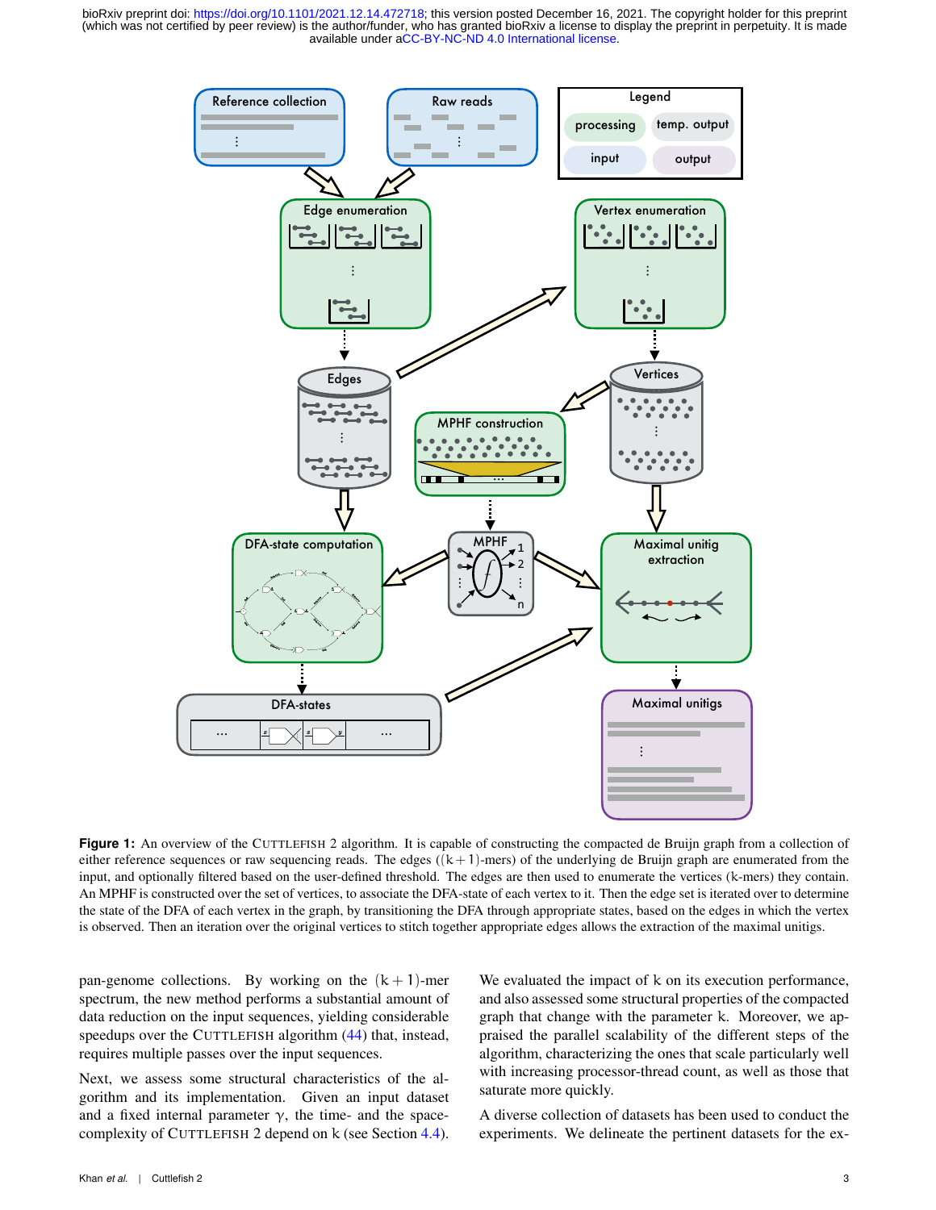**Figure 1:** An overview of the CUTTLEFISH 2 algorithm. It is capable of constructing the compacted de Bruijn graph from a collection of either reference sequences or raw sequencing reads. The edges ($(k+1)$-mers) of the underlying de Bruijn graph are enumerated from the input, and optionally filtered based on the user-defined threshold. The edges are then used to enumerate the vertices (k-mers) they contain. An MPHF is constructed over the set of vertices, to associate the DFA-state of each vertex to it. Then the edge set is iterated over to determine the state of the DFA of each vertex in the graph, by transitioning the DFA through appropriate states, based on the edges in which the vertex is observed. Then an iteration over the original vertices to stitch together appropriate edges allows the extraction of the maximal unitigs.

pan-genome collections. By working on the $(k+1)$-mer spectrum, the new method performs a substantial amount of data reduction on the input sequences, yielding considerable speedups over the CUTTLEFISH algorithm (44) that, instead, requires multiple passes over the input sequences.

Next, we assess some structural characteristics of the algorithm and its implementation. Given an input dataset and a fixed internal parameter $\gamma$, the time- and the space-complexity of CUTTLEFISH 2 depend on $k$ (see Section 4.4). We evaluated the impact of $k$ on its execution performance, and also assessed some structural properties of the compacted graph that change with the parameter $k$. Moreover, we appraised the parallel scalability of the different steps of the algorithm, characterizing the ones that scale particularly well with increasing processor-thread count, as well as those that saturate more quickly.

A diverse collection of datasets has been used to conduct the experiments. We delineate the pertinent datasets for the ex-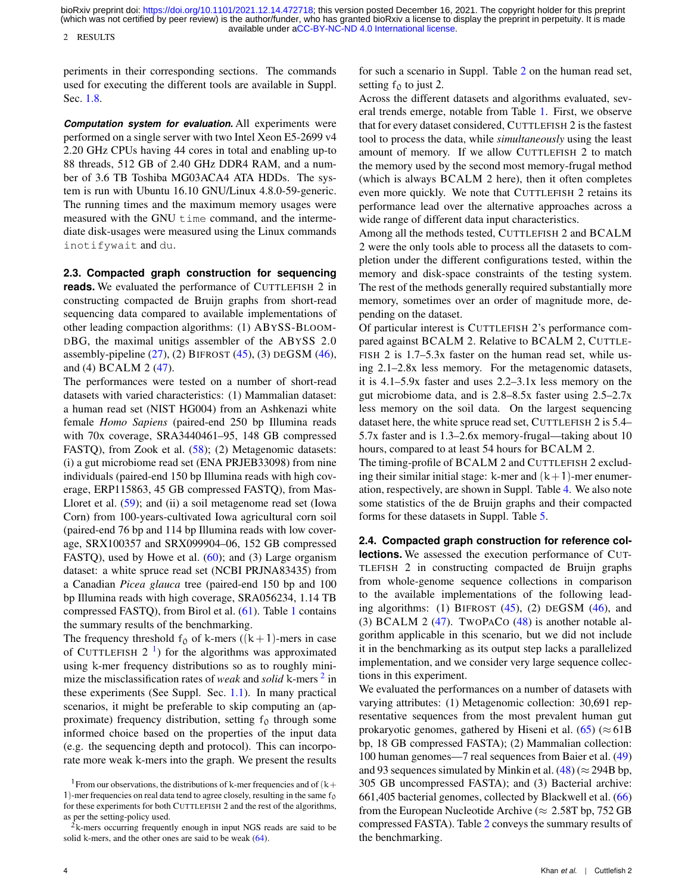periments in their corresponding sections. The commands used for executing the different tools are available in Suppl. Sec. 1.8.

***Computation system for evaluation.*** All experiments were performed on a single server with two Intel Xeon E5-2699 v4 2.20 GHz CPUs having 44 cores in total and enabling up-to 88 threads, 512 GB of 2.40 GHz DDR4 RAM, and a number of 3.6 TB Toshiba MG03ACA4 ATA HDDs. The system is run with Ubuntu 16.10 GNU/Linux 4.8.0-59-generic. The running times and the maximum memory usages were measured with the GNU `time` command, and the intermediate disk-usages were measured using the Linux commands `inotifywait` and `du`.

### 2.3. Compacted graph construction for sequencing reads.

We evaluated the performance of CUTTLEFISH 2 in constructing compacted de Bruijn graphs from short-read sequencing data compared to available implementations of other leading compaction algorithms: (1) ABYSS-BLOOM-DBG, the maximal unitigs assembler of the ABYSS 2.0 assembly-pipeline (27), (2) BIFROST (45), (3) DEGSM (46), and (4) BCALM 2 (47).

The performances were tested on a number of short-read datasets with varied characteristics: (1) Mammalian dataset: a human read set (NIST HG004) from an Ashkenazi white female *Homo Sapiens* (paired-end 250 bp Illumina reads with 70x coverage, SRA3440461–95, 148 GB compressed FASTQ), from Zook et al. (58); (2) Metagenomic datasets: (i) a gut microbiome read set (ENA PRJEB33098) from nine individuals (paired-end 150 bp Illumina reads with high coverage, ERP115863, 45 GB compressed FASTQ), from Mas-Lloret et al. (59); and (ii) a soil metagenome read set (Iowa Corn) from 100-years-cultivated Iowa agricultural corn soil (paired-end 76 bp and 114 bp Illumina reads with low coverage, SRX100357 and SRX099904–06, 152 GB compressed FASTQ), used by Howe et al. (60); and (3) Large organism dataset: a white spruce read set (NCBI PRJNA83435) from a Canadian *Picea glauca* tree (paired-end 150 bp and 100 bp Illumina reads with high coverage, SRA056234, 1.14 TB compressed FASTQ), from Birol et al. (61). Table 1 contains the summary results of the benchmarking.

The frequency threshold $f_0$ of k-mers ($(k+1)$-mers in case of CUTTLEFISH 2 [1]) for the algorithms was approximated using k-mer frequency distributions so as to roughly minimize the misclassification rates of *weak* and *solid* k-mers [2] in these experiments (See Suppl. Sec. 1.1). In many practical scenarios, it might be preferable to skip computing an (approximate) frequency distribution, setting $f_0$ through some informed choice based on the properties of the input data (e.g. the sequencing depth and protocol). This can incorporate more weak k-mers into the graph. We present the results for such a scenario in Suppl. Table 2 on the human read set, setting $f_0$ to just 2.

Across the different datasets and algorithms evaluated, several trends emerge, notable from Table 1. First, we observe that for every dataset considered, CUTTLEFISH 2 is the fastest tool to process the data, while *simultaneously* using the least amount of memory. If we allow CUTTLEFISH 2 to match the memory used by the second most memory-frugal method (which is always BCALM 2 here), then it often completes even more quickly. We note that CUTTLEFISH 2 retains its performance lead over the alternative approaches across a wide range of different data input characteristics.

Among all the methods tested, CUTTLEFISH 2 and BCALM 2 were the only tools able to process all the datasets to completion under the different configurations tested, within the memory and disk-space constraints of the testing system. The rest of the methods generally required substantially more memory, sometimes over an order of magnitude more, depending on the dataset.

Of particular interest is CUTTLEFISH 2's performance compared against BCALM 2. Relative to BCALM 2, CUTTLEFISH 2 is 1.7–5.3x faster on the human read set, while using 2.1–2.8x less memory. For the metagenomic datasets, it is 4.1–5.9x faster and uses 2.2–3.1x less memory on the gut microbiome data, and is 2.8–8.5x faster using 2.5–2.7x less memory on the soil data. On the largest sequencing dataset here, the white spruce read set, CUTTLEFISH 2 is 5.4–5.7x faster and is 1.3–2.6x memory-frugal—taking about 10 hours, compared to at least 54 hours for BCALM 2.

The timing-profile of BCALM 2 and CUTTLEFISH 2 excluding their similar initial stage: k-mer and $(k+1)$-mer enumeration, respectively, are shown in Suppl. Table 4. We also note some statistics of the de Bruijn graphs and their compacted forms for these datasets in Suppl. Table 5.

### 2.4. Compacted graph construction for reference collections.

We assessed the execution performance of CUTTLEFISH 2 in constructing compacted de Bruijn graphs from whole-genome sequence collections in comparison to the available implementations of the following leading algorithms: (1) BIFROST (45), (2) DEGSM (46), and (3) BCALM 2 (47). TWOPACO (48) is another notable algorithm applicable in this scenario, but we did not include it in the benchmarking as its output step lacks a parallelized implementation, and we consider very large sequence collections in this experiment.

We evaluated the performances on a number of datasets with varying attributes: (1) Metagenomic collection: 30,691 representative sequences from the most prevalent human gut prokaryotic genomes, gathered by Hiseni et al. (65) ($\approx$61B bp, 18 GB compressed FASTA); (2) Mammalian collection: 100 human genomes—7 real sequences from Baier et al. (49) and 93 sequences simulated by Minkin et al. (48) ($\approx$294B bp, 305 GB uncompressed FASTA); and (3) Bacterial archive: 661,405 bacterial genomes, collected by Blackwell et al. (66) from the European Nucleotide Archive ($\approx$ 2.58T bp, 752 GB compressed FASTA). Table 2 conveys the summary results of the benchmarking.

[1] From our observations, the distributions of k-mer frequencies and of $(k+1)$-mer frequencies on real data tend to agree closely, resulting in the same $f_0$ for these experiments for both CUTTLEFISH 2 and the rest of the algorithms, as per the setting-policy used.

[2] k-mers occurring frequently enough in input NGS reads are said to be solid k-mers, and the other ones are said to be weak (64).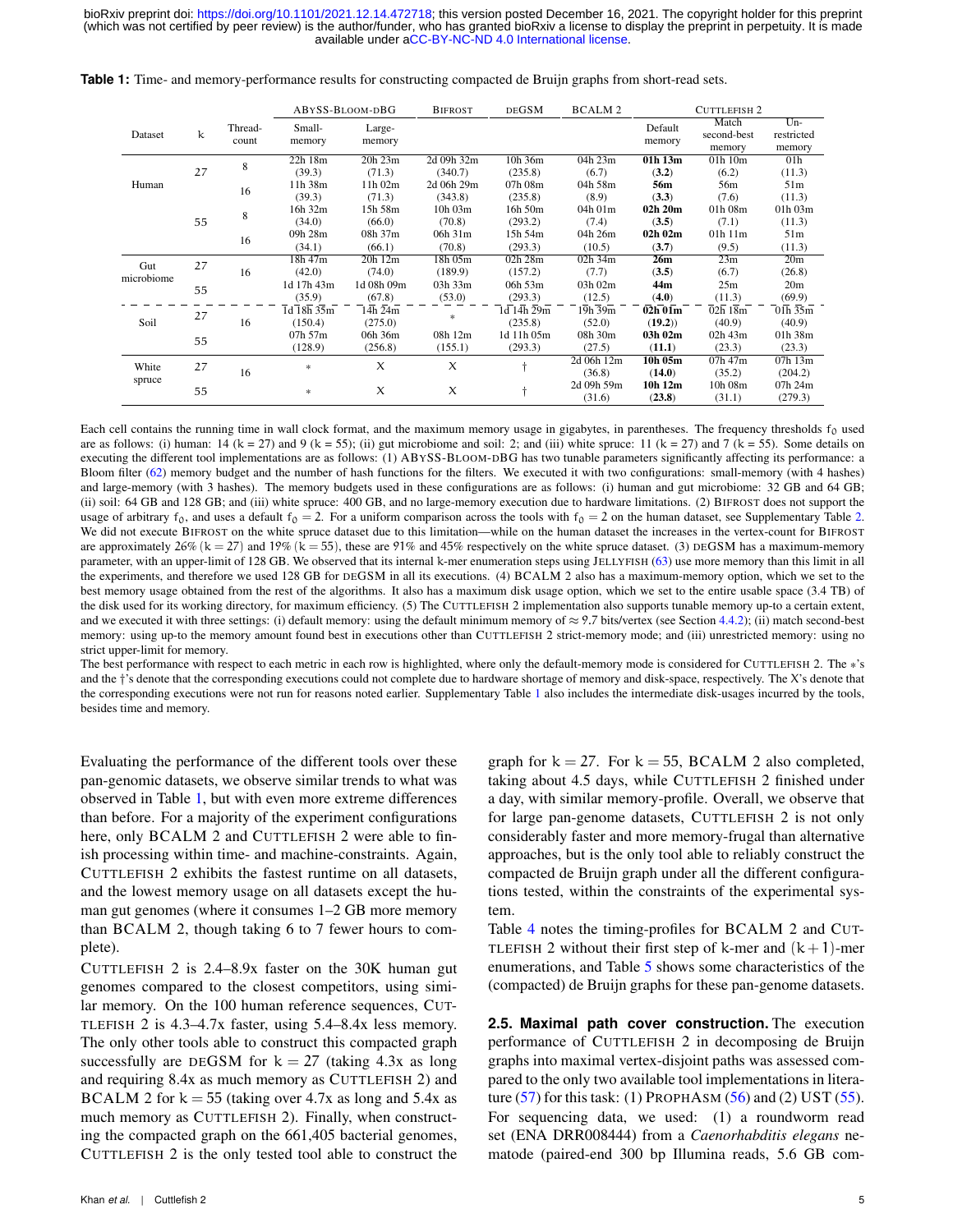**Table 1:** Time- and memory-performance results for constructing compacted de Bruijn graphs from short-read sets.

| Dataset | k | Thread-count | ABySS-Bloom-dBG Small-memory | ABySS-Bloom-dBG Large-memory | Bifrost | deGSM | BCALM 2 | Cuttlefish 2 Default memory | Cuttlefish 2 Match second-best memory | Cuttlefish 2 Un-restricted memory |
|---|---|---|---|---|---|---|---|---|---|---|
| Human | 27 | 8 | 22h 18m (39.3) | 20h 23m (71.3) | 2d 09h 32m (340.7) | 10h 36m (235.8) | 04h 23m (6.7) | **01h 13m** (**3.2**) | 01h 10m (6.2) | 01h (11.3) |
| | | 16 | 11h 38m (39.3) | 11h 02m (71.3) | 2d 06h 29m (343.8) | 07h 08m (235.8) | 04h 58m (8.9) | **56m** (**3.3**) | 56m (7.6) | 51m (11.3) |
| | 55 | 8 | 16h 32m (34.0) | 15h 58m (66.0) | 10h 03m (70.8) | 16h 50m (293.2) | 04h 01m (7.4) | **02h 20m** (**3.5**) | 01h 08m (7.1) | 01h 03m (11.3) |
| | | 16 | 09h 28m (34.1) | 08h 37m (66.1) | 06h 31m (70.8) | 15h 54m (293.3) | 04h 26m (10.5) | **02h 02m** (**3.7**) | 01h 11m (9.5) | 51m (11.3) |
| Gut microbiome | 27 | 16 | 18h 47m (42.0) | 20h 12m (74.0) | 18h 05m (189.9) | 02h 28m (157.2) | 02h 34m (7.7) | **26m** (**3.5**) | 23m (6.7) | 20m (26.8) |
| | 55 | | 1d 17h 43m (35.9) | 1d 08h 09m (67.8) | 03h 33m (53.0) | 06h 53m (293.3) | 03h 02m (12.5) | **44m** (**4.0**) | 25m (11.3) | 20m (69.9) |
| Soil | 27 | 16 | 1d 18h 35m (150.4) | 14h 24m (275.0) | * | 1d 14h 29m (235.8) | 19h 39m (52.0) | **02h 01m** (**19.2**)) | 02h 18m (40.9) | 01h 35m (40.9) |
| | 55 | | 07h 57m (128.9) | 06h 36m (256.8) | 08h 12m (155.1) | 1d 11h 05m (293.3) | 08h 30m (27.5) | **03h 02m** (**11.1**) | 02h 43m (23.3) | 01h 38m (23.3) |
| White spruce | 27 | 16 | * | X | X | † | 2d 06h 12m (36.8) | **10h 05m** (**14.0**) | 07h 47m (35.2) | 07h 13m (204.2) |
| | 55 | | * | X | X | † | 2d 09h 59m (31.6) | **10h 12m** (**23.8**) | 10h 08m (31.1) | 07h 24m (279.3) |

Each cell contains the running time in wall clock format, and the maximum memory usage in gigabytes, in parentheses. The frequency thresholds $f_0$ used are as follows: (i) human: 14 ($k = 27$) and 9 ($k = 55$); (ii) gut microbiome and soil: 2; and (iii) white spruce: 11 ($k = 27$) and 7 ($k = 55$). Some details on executing the different tool implementations are as follows: (1) ABySS-Bloom-dBG has two tunable parameters significantly affecting its performance: a Bloom filter (62) memory budget and the number of hash functions for the filters. We executed it with two configurations: small-memory (with 4 hashes) and large-memory (with 3 hashes). The memory budgets used in these configurations are as follows: (i) human and gut microbiome: 32 GB and 64 GB; (ii) soil: 64 GB and 128 GB; and (iii) white spruce: 400 GB, and no large-memory execution due to hardware limitations. (2) Bifrost does not support the usage of arbitrary $f_0$, and uses a default $f_0 = 2$. For a uniform comparison across the tools with $f_0 = 2$ on the human dataset, see Supplementary Table 2. We did not execute Bifrost on the white spruce dataset due to this limitation—while on the human dataset the increases in the vertex-count for Bifrost are approximately 26% ($k = 27$) and 19% ($k = 55$), these are 91% and 45% respectively on the white spruce dataset. (3) deGSM has a maximum-memory parameter, with an upper-limit of 128 GB. We observed that its internal k-mer enumeration steps using Jellyfish (63) use more memory than this limit in all the experiments, and therefore we used 128 GB for deGSM in all its executions. (4) BCALM 2 also has a maximum-memory option, which we set to the best memory usage obtained from the rest of the algorithms. It also has a maximum disk usage option, which we set to the entire usable space (3.4 TB) of the disk used for its working directory, for maximum efficiency. (5) The Cuttlefish 2 implementation also supports tunable memory up-to a certain extent, and we executed it with three settings: (i) default memory: using the default minimum memory of $\approx 9.7$ bits/vertex (see Section 4.4.2); (ii) match second-best memory: using up-to the memory amount found best in executions other than Cuttlefish 2 strict-memory mode; and (iii) unrestricted memory: using no strict upper-limit for memory.

The best performance with respect to each metric in each row is highlighted, where only the default-memory mode is considered for Cuttlefish 2. The ∗'s and the †'s denote that the corresponding executions could not complete due to hardware shortage of memory and disk-space, respectively. The X's denote that the corresponding executions were not run for reasons noted earlier. Supplementary Table 1 also includes the intermediate disk-usages incurred by the tools, besides time and memory.

Evaluating the performance of the different tools over these pan-genomic datasets, we observe similar trends to what was observed in Table 1, but with even more extreme differences than before. For a majority of the experiment configurations here, only BCALM 2 and Cuttlefish 2 were able to finish processing within time- and machine-constraints. Again, Cuttlefish 2 exhibits the fastest runtime on all datasets, and the lowest memory usage on all datasets except the human gut genomes (where it consumes 1–2 GB more memory than BCALM 2, though taking 6 to 7 fewer hours to complete).

Cuttlefish 2 is 2.4–8.9x faster on the 30K human gut genomes compared to the closest competitors, using similar memory. On the 100 human reference sequences, Cuttlefish 2 is 4.3–4.7x faster, using 5.4–8.4x less memory. The only other tools able to construct this compacted graph successfully are deGSM for $k = 27$ (taking 4.3x as long and requiring 8.4x as much memory as Cuttlefish 2) and BCALM 2 for $k = 55$ (taking over 4.7x as long and 5.4x as much memory as Cuttlefish 2). Finally, when constructing the compacted graph on the 661,405 bacterial genomes, Cuttlefish 2 is the only tested tool able to construct the graph for $k = 27$. For $k = 55$, BCALM 2 also completed, taking about 4.5 days, while Cuttlefish 2 finished under a day, with similar memory-profile. Overall, we observe that for large pan-genome datasets, Cuttlefish 2 is not only considerably faster and more memory-frugal than alternative approaches, but is the only tool able to reliably construct the compacted de Bruijn graph under all the different configurations tested, within the constraints of the experimental system.

Table 4 notes the timing-profiles for BCALM 2 and Cuttlefish 2 without their first step of k-mer and $(k+1)$-mer enumerations, and Table 5 shows some characteristics of the (compacted) de Bruijn graphs for these pan-genome datasets.

**2.5. Maximal path cover construction.** The execution performance of Cuttlefish 2 in decomposing de Bruijn graphs into maximal vertex-disjoint paths was assessed compared to the only two available tool implementations in literature (57) for this task: (1) ProphAsm (56) and (2) UST (55). For sequencing data, we used: (1) a roundworm read set (ENA DRR008444) from a *Caenorhabditis elegans* nematode (paired-end 300 bp Illumina reads, 5.6 GB com-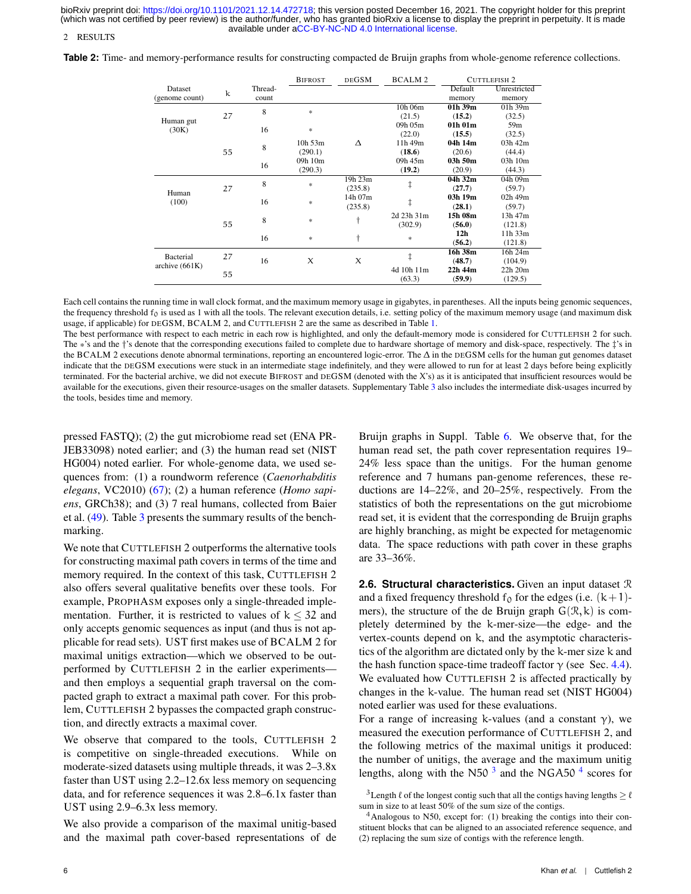**Table 2:** Time- and memory-performance results for constructing compacted de Bruijn graphs from whole-genome reference collections.

| Dataset (genome count) | k | Thread-count | Bifrost | deGSM | BCALM 2 | Cuttlefish 2 Default memory | Cuttlefish 2 Unrestricted memory |
|---|---|---|---|---|---|---|---|
| Human gut (30K) | 27 | 8 | * | Δ | 10h 06m (21.5) | **01h 39m (15.2)** | 01h 39m (32.5) |
| | | 16 | * | | 09h 05m (22.0) | **01h 01m (15.5)** | 59m (32.5) |
| | 55 | 8 | 10h 53m (290.1) | | 11h 49m (**18.6**) | **04h 14m** (20.6) | 03h 42m (44.4) |
| | | 16 | 09h 10m (290.3) | | 09h 45m (**19.2**) | **03h 50m** (20.9) | 03h 10m (44.3) |
| Human (100) | 27 | 8 | * | 19h 23m (235.8) | ‡ | **04h 32m (27.7)** | 04h 09m (59.7) |
| | | 16 | * | 14h 07m (235.8) | ‡ | **03h 19m (28.1)** | 02h 49m (59.7) |
| | 55 | 8 | * | † | 2d 23h 31m (302.9) | **15h 08m (56.0)** | 13h 47m (121.8) |
| | | 16 | * | † | * | **12h (56.2)** | 11h 33m (121.8) |
| Bacterial archive (661K) | 27 | 16 | X | X | ‡ | **16h 38m (48.7)** | 16h 24m (104.9) |
| | 55 | | | | 4d 10h 11m (63.3) | **22h 44m (59.9)** | 22h 20m (129.5) |

Each cell contains the running time in wall clock format, and the maximum memory usage in gigabytes, in parentheses. All the inputs being genomic sequences, the frequency threshold $f_0$ is used as 1 with all the tools. The relevant execution details, i.e. setting policy of the maximum memory usage (and maximum disk usage, if applicable) for deGSM, BCALM 2, and Cuttlefish 2 are the same as described in Table 1.
The best performance with respect to each metric in each row is highlighted, and only the default-memory mode is considered for Cuttlefish 2 for such. The $*$'s and the †'s denote that the corresponding executions failed to complete due to hardware shortage of memory and disk-space, respectively. The ‡'s in the BCALM 2 executions denote abnormal terminations, reporting an encountered logic-error. The Δ in the deGSM cells for the human gut genomes dataset indicate that the deGSM executions were stuck in an intermediate stage indefinitely, and they were allowed to run for at least 2 days before being explicitly terminated. For the bacterial archive, we did not execute Bifrost and deGSM (denoted with the X's) as it is anticipated that insufficient resources would be available for the executions, given their resource-usages on the smaller datasets. Supplementary Table 3 also includes the intermediate disk-usages incurred by the tools, besides time and memory.

pressed FASTQ); (2) the gut microbiome read set (ENA PRJEB33098) noted earlier; and (3) the human read set (NIST HG004) noted earlier. For whole-genome data, we used sequences from: (1) a roundworm reference (*Caenorhabditis elegans*, VC2010) (67); (2) a human reference (*Homo sapiens*, GRCh38); and (3) 7 real humans, collected from Baier et al. (49). Table 3 presents the summary results of the benchmarking.

We note that Cuttlefish 2 outperforms the alternative tools for constructing maximal path covers in terms of the time and memory required. In the context of this task, Cuttlefish 2 also offers several qualitative benefits over these tools. For example, ProphAsm exposes only a single-threaded implementation. Further, it is restricted to values of $k \leq 32$ and only accepts genomic sequences as input (and thus is not applicable for read sets). UST first makes use of BCALM 2 for maximal unitigs extraction—which we observed to be outperformed by Cuttlefish 2 in the earlier experiments—and then employs a sequential graph traversal on the compacted graph to extract a maximal path cover. For this problem, Cuttlefish 2 bypasses the compacted graph construction, and directly extracts a maximal cover.

We observe that compared to the tools, Cuttlefish 2 is competitive on single-threaded executions. While on moderate-sized datasets using multiple threads, it was 2–3.8x faster than UST using 2.2–12.6x less memory on sequencing data, and for reference sequences it was 2.8–6.1x faster than UST using 2.9–6.3x less memory.

We also provide a comparison of the maximal unitig-based and the maximal path cover-based representations of de Bruijn graphs in Suppl. Table 6. We observe that, for the human read set, the path cover representation requires 19–24% less space than the unitigs. For the human genome reference and 7 humans pan-genome references, these reductions are 14–22%, and 20–25%, respectively. From the statistics of both the representations on the gut microbiome read set, it is evident that the corresponding de Bruijn graphs are highly branching, as might be expected for metagenomic data. The space reductions with path cover in these graphs are 33–36%.

**2.6. Structural characteristics.** Given an input dataset $\mathcal{R}$ and a fixed frequency threshold $f_0$ for the edges (i.e. $(k+1)$-mers), the structure of the de Bruijn graph $G(\mathcal{R}, k)$ is completely determined by the k-mer-size—the edge- and the vertex-counts depend on k, and the asymptotic characteristics of the algorithm are dictated only by the k-mer size k and the hash function space-time tradeoff factor $\gamma$ (see Sec. 4.4). We evaluated how Cuttlefish 2 is affected practically by changes in the k-value. The human read set (NIST HG004) noted earlier was used for these evaluations.

For a range of increasing k-values (and a constant $\gamma$), we measured the execution performance of Cuttlefish 2, and the following metrics of the maximal unitigs it produced: the number of unitigs, the average and the maximum unitig lengths, along with the N50 [3] and the NGA50 [4] scores for

[3] Length $\ell$ of the longest contig such that all the contigs having lengths $\geq \ell$ sum in size to at least 50% of the sum size of the contigs.

[4] Analogous to N50, except for: (1) breaking the contigs into their constituent blocks that can be aligned to an associated reference sequence, and (2) replacing the sum size of contigs with the reference length.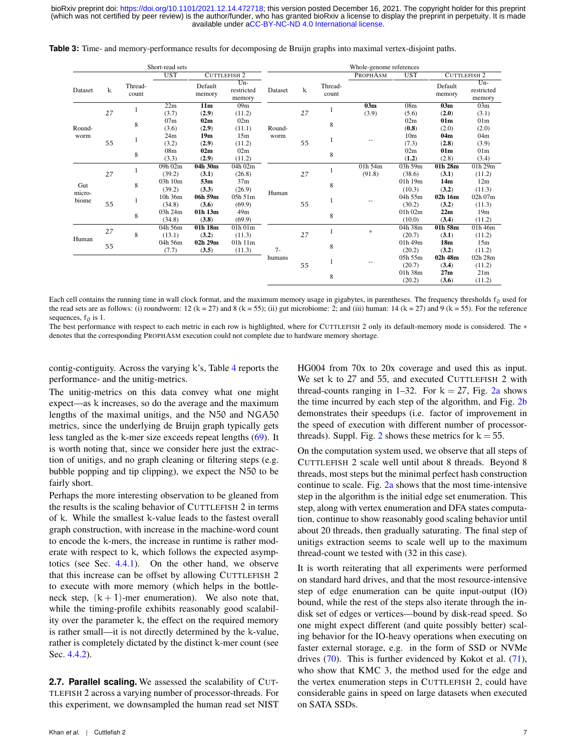**Table 3:** Time- and memory-performance results for decomposing de Bruijn graphs into maximal vertex-disjoint paths.

| Short-read sets | | | | | | Whole-genome references | | | | | | |
|---|---|---|---|---|---|---|---|---|---|---|---|---|
| | | | UST | CUTTLEFISH 2 | | | | | PROPHASM | UST | CUTTLEFISH 2 | |
| Dataset | k | Thread-count | | Default memory | Un-restricted memory | Dataset | k | Thread-count | | | Default memory | Un-restricted memory |
| Round-worm | 27 | 1 | 22m (3.7) | **11m** (**2.9**) | 09m (11.2) | Round-worm | 27 | 1 | **03m** (3.9) | 08m (5.6) | **03m** (**2.0**) | 03m (3.1) |
| | | 8 | 07m (3.6) | **02m** (**2.9**) | 02m (11.1) | | | 8 | | 02m (**0.8**) | **01m** (2.0) | 01m (2.0) |
| | 55 | 1 | 24m (3.2) | **19m** (**2.9**) | 15m (11.2) | | 55 | 1 | -- | 10m (7.3) | **04m** (**2.8**) | 04m (3.9) |
| | | 8 | 08m (3.3) | **02m** (**2.9**) | 02m (11.2) | | | 8 | | 02m (**1.2**) | **01m** (2.8) | 01m (3.4) |
| Gut micro-biome | 27 | 1 | 09h 02m (39.2) | **04h 30m** (**3.1**) | 04h 02m (26.8) | Human | 27 | 1 | 01h 54m (91.8) | 03h 59m (38.6) | **01h 28m** (**3.1**) | 01h 29m (11.2) |
| | | 8 | 03h 10m (39.2) | **53m** (**3.3**) | 37m (26.9) | | | 8 | | 01h 19m (10.3) | **14m** (**3.2**) | 12m (11.3) |
| | 55 | 1 | 10h 36m (34.8) | **06h 59m** (**3.6**) | 05h 51m (69.9) | | 55 | 1 | -- | 04h 55m (30.2) | **02h 16m** (**3.2**) | 02h 07m (11.3) |
| | | 8 | 03h 24m (34.8) | **01h 13m** (**3.8**) | 49m (69.9) | | | 8 | | 01h 02m (10.0) | **22m** (**3.4**) | 19m (11.2) |
| Human | 27 | 8 | 04h 56m (13.1) | **01h 18m** (**3.2**) | 01h 01m (11.3) | 7-humans | 27 | 1 | * | 04h 38m (20.7) | **01h 58m** (**3.1**) | 01h 46m (11.2) |
| | 55 | 8 | 04h 56m (7.7) | **02h 29m** (**3.5**) | 01h 11m (11.3) | | | 8 | | 01h 49m (20.2) | **18m** (**3.2**) | 15m (11.2) |
| | | | | | | | 55 | 1 | -- | 05h 55m (20.7) | **02h 48m** (**3.4**) | 02h 28m (11.2) |
| | | | | | | | | 8 | | 01h 38m (20.2) | **27m** (**3.6**) | 21m (11.2) |

Each cell contains the running time in wall clock format, and the maximum memory usage in gigabytes, in parentheses. The frequency thresholds $f_0$ used for the read sets are as follows: (i) roundworm: 12 ($k = 27$) and 8 ($k = 55$); (ii) gut microbiome: 2; and (iii) human: 14 ($k = 27$) and 9 ($k = 55$). For the reference sequences, $f_0$ is 1.

The best performance with respect to each metric in each row is highlighted, where for CUTTLEFISH 2 only its default-memory mode is considered. The * denotes that the corresponding PROPHASM execution could not complete due to hardware memory shortage.

contig-contiguity. Across the varying k's, Table 4 reports the performance- and the unitig-metrics.

The unitig-metrics on this data convey what one might expect—as k increases, so do the average and the maximum lengths of the maximal unitigs, and the N50 and NGA50 metrics, since the underlying de Bruijn graph typically gets less tangled as the k-mer size exceeds repeat lengths (69). It is worth noting that, since we consider here just the extraction of unitigs, and no graph cleaning or filtering steps (e.g. bubble popping and tip clipping), we expect the N50 to be fairly short.

Perhaps the more interesting observation to be gleaned from the results is the scaling behavior of CUTTLEFISH 2 in terms of k. While the smallest k-value leads to the fastest overall graph construction, with increase in the machine-word count to encode the k-mers, the increase in runtime is rather moderate with respect to k, which follows the expected asymptotics (see Sec. 4.4.1). On the other hand, we observe that this increase can be offset by allowing CUTTLEFISH 2 to execute with more memory (which helps in the bottleneck step, $(k+1)$-mer enumeration). We also note that, while the timing-profile exhibits reasonably good scalability over the parameter k, the effect on the required memory is rather small—it is not directly determined by the k-value, rather is completely dictated by the distinct k-mer count (see Sec. 4.4.2).

**2.7. Parallel scaling.** We assessed the scalability of CUTTLEFISH 2 across a varying number of processor-threads. For this experiment, we downsampled the human read set NIST HG004 from 70x to 20x coverage and used this as input. We set k to 27 and 55, and executed CUTTLEFISH 2 with thread-counts ranging in 1–32. For $k = 27$, Fig. 2a shows the time incurred by each step of the algorithm, and Fig. 2b demonstrates their speedups (i.e. factor of improvement in the speed of execution with different number of processor-threads). Suppl. Fig. 2 shows these metrics for $k = 55$.

On the computation system used, we observe that all steps of CUTTLEFISH 2 scale well until about 8 threads. Beyond 8 threads, most steps but the minimal perfect hash construction continue to scale. Fig. 2a shows that the most time-intensive step in the algorithm is the initial edge set enumeration. This step, along with vertex enumeration and DFA states computation, continue to show reasonably good scaling behavior until about 20 threads, then gradually saturating. The final step of unitigs extraction seems to scale well up to the maximum thread-count we tested with (32 in this case).

It is worth reiterating that all experiments were performed on standard hard drives, and that the most resource-intensive step of edge enumeration can be quite input-output (IO) bound, while the rest of the steps also iterate through the in-disk set of edges or vertices—bound by disk-read speed. So one might expect different (and quite possibly better) scaling behavior for the IO-heavy operations when executing on faster external storage, e.g. in the form of SSD or NVMe drives (70). This is further evidenced by Kokot et al. (71), who show that KMC 3, the method used for the edge and the vertex enumeration steps in CUTTLEFISH 2, could have considerable gains in speed on large datasets when executed on SATA SSDs.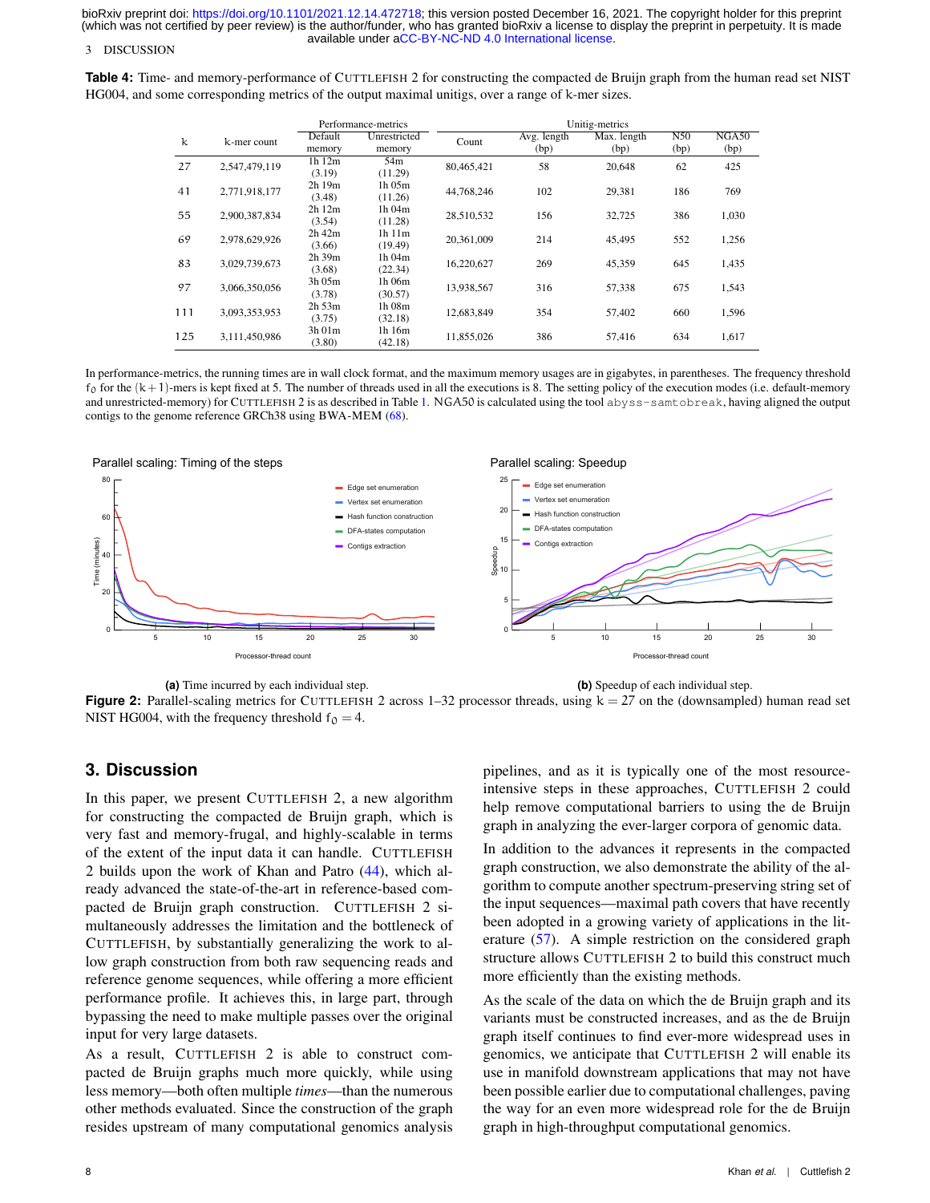**Table 4:** Time- and memory-performance of CUTTLEFISH 2 for constructing the compacted de Bruijn graph from the human read set NIST HG004, and some corresponding metrics of the output maximal unitigs, over a range of k-mer sizes.

| k | k-mer count | Performance-metrics | | Unitig-metrics | | | | |
|---|---|---|---|---|---|---|---|---|
| | | Default memory | Unrestricted memory | Count | Avg. length (bp) | Max. length (bp) | N50 (bp) | NGA50 (bp) |
| 27 | 2,547,479,119 | 1h 12m (3.19) | 54m (11.29) | 80,465,421 | 58 | 20,648 | 62 | 425 |
| 41 | 2,771,918,177 | 2h 19m (3.48) | 1h 05m (11.26) | 44,768,246 | 102 | 29,381 | 186 | 769 |
| 55 | 2,900,387,834 | 2h 12m (3.54) | 1h 04m (11.28) | 28,510,532 | 156 | 32,725 | 386 | 1,030 |
| 69 | 2,978,629,926 | 2h 42m (3.66) | 1h 11m (19.49) | 20,361,009 | 214 | 45,495 | 552 | 1,256 |
| 83 | 3,029,739,673 | 2h 39m (3.68) | 1h 04m (22.34) | 16,220,627 | 269 | 45,359 | 645 | 1,435 |
| 97 | 3,066,350,056 | 3h 05m (3.78) | 1h 06m (30.57) | 13,938,567 | 316 | 57,338 | 675 | 1,543 |
| 111 | 3,093,353,953 | 2h 53m (3.75) | 1h 08m (32.18) | 12,683,849 | 354 | 57,402 | 660 | 1,596 |
| 125 | 3,111,450,986 | 3h 01m (3.80) | 1h 16m (42.18) | 11,855,026 | 386 | 57,416 | 634 | 1,617 |

In performance-metrics, the running times are in wall clock format, and the maximum memory usages are in gigabytes, in parentheses. The frequency threshold $f_0$ for the $(k+1)$-mers is kept fixed at 5. The number of threads used in all the executions is 8. The setting policy of the execution modes (i.e. default-memory and unrestricted-memory) for CUTTLEFISH 2 is as described in Table 1. NGA50 is calculated using the tool `abyss-samtobreak`, having aligned the output contigs to the genome reference GRCh38 using BWA-MEM (68).

**(a)** Time incurred by each individual step. **(b)** Speedup of each individual step.

**Figure 2:** Parallel-scaling metrics for CUTTLEFISH 2 across 1–32 processor threads, using $k = 27$ on the (downsampled) human read set NIST HG004, with the frequency threshold $f_0 = 4$.

## 3. Discussion

In this paper, we present CUTTLEFISH 2, a new algorithm for constructing the compacted de Bruijn graph, which is very fast and memory-frugal, and highly-scalable in terms of the extent of the input data it can handle. CUTTLEFISH 2 builds upon the work of Khan and Patro (44), which already advanced the state-of-the-art in reference-based compacted de Bruijn graph construction. CUTTLEFISH 2 simultaneously addresses the limitation and the bottleneck of CUTTLEFISH, by substantially generalizing the work to allow graph construction from both raw sequencing reads and reference genome sequences, while offering a more efficient performance profile. It achieves this, in large part, through bypassing the need to make multiple passes over the original input for very large datasets.

As a result, CUTTLEFISH 2 is able to construct compacted de Bruijn graphs much more quickly, while using less memory—both often multiple *times*—than the numerous other methods evaluated. Since the construction of the graph resides upstream of many computational genomics analysis pipelines, and as it is typically one of the most resource-intensive steps in these approaches, CUTTLEFISH 2 could help remove computational barriers to using the de Bruijn graph in analyzing the ever-larger corpora of genomic data.

In addition to the advances it represents in the compacted graph construction, we also demonstrate the ability of the algorithm to compute another spectrum-preserving string set of the input sequences—maximal path covers that have recently been adopted in a growing variety of applications in the literature (57). A simple restriction on the considered graph structure allows CUTTLEFISH 2 to build this construct much more efficiently than the existing methods.

As the scale of the data on which the de Bruijn graph and its variants must be constructed increases, and as the de Bruijn graph itself continues to find ever-more widespread uses in genomics, we anticipate that CUTTLEFISH 2 will enable its use in manifold downstream applications that may not have been possible earlier due to computational challenges, paving the way for an even more widespread role for the de Bruijn graph in high-throughput computational genomics.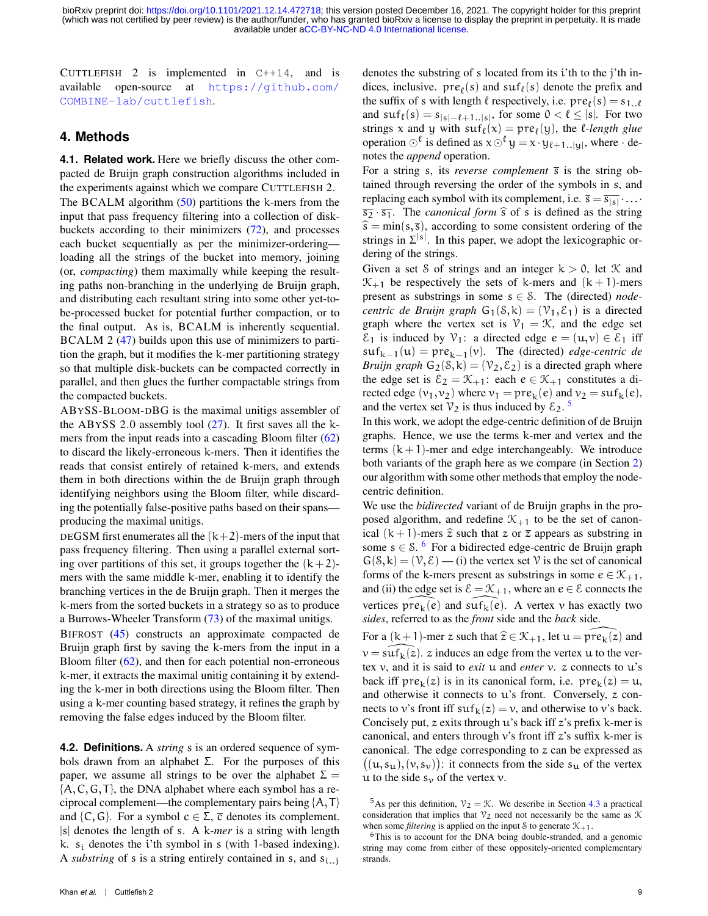CUTTLEFISH 2 is implemented in C++14, and is available open-source at https://github.com/COMBINE-lab/cuttlefish.

## 4. Methods

**4.1. Related work.** Here we briefly discuss the other compacted de Bruijn graph construction algorithms included in the experiments against which we compare CUTTLEFISH 2.

The BCALM algorithm (50) partitions the k-mers from the input that pass frequency filtering into a collection of disk-buckets according to their minimizers (72), and processes each bucket sequentially as per the minimizer-ordering—loading all the strings of the bucket into memory, joining (or, *compacting*) them maximally while keeping the resulting paths non-branching in the underlying de Bruijn graph, and distributing each resultant string into some other yet-to-be-processed bucket for potential further compaction, or to the final output. As is, BCALM is inherently sequential. BCALM 2 (47) builds upon this use of minimizers to partition the graph, but it modifies the k-mer partitioning strategy so that multiple disk-buckets can be compacted correctly in parallel, and then glues the further compactable strings from the compacted buckets.

ABYSS-BLOOM-DBG is the maximal unitigs assembler of the ABYSS 2.0 assembly tool (27). It first saves all the k-mers from the input reads into a cascading Bloom filter (62) to discard the likely-erroneous k-mers. Then it identifies the reads that consist entirely of retained k-mers, and extends them in both directions within the de Bruijn graph through identifying neighbors using the Bloom filter, while discarding the potentially false-positive paths based on their spans—producing the maximal unitigs.

DEGSM first enumerates all the $(k+2)$-mers of the input that pass frequency filtering. Then using a parallel external sorting over partitions of this set, it groups together the $(k+2)$-mers with the same middle k-mer, enabling it to identify the branching vertices in the de Bruijn graph. Then it merges the k-mers from the sorted buckets in a strategy so as to produce a Burrows-Wheeler Transform (73) of the maximal unitigs.

BIFROST (45) constructs an approximate compacted de Bruijn graph first by saving the k-mers from the input in a Bloom filter (62), and then for each potential non-erroneous k-mer, it extracts the maximal unitig containing it by extending the k-mer in both directions using the Bloom filter. Then using a k-mer counting based strategy, it refines the graph by removing the false edges induced by the Bloom filter.

**4.2. Definitions.** A *string* $s$ is an ordered sequence of symbols drawn from an alphabet $\Sigma$. For the purposes of this paper, we assume all strings to be over the DNA alphabet $\Sigma = \{A, C, G, T\}$, the DNA alphabet where each symbol has a reciprocal complement—the complementary pairs being $\{A, T\}$ and $\{C, G\}$. For a symbol $c \in \Sigma$, $\overline{c}$ denotes its complement. $|s|$ denotes the length of $s$. A *k-mer* is a string with length $k$. $s_i$ denotes the $i$'th symbol in $s$ (with 1-based indexing). A *substring* of $s$ is a string entirely contained in $s$, and $s_{i..j}$ denotes the substring of $s$ located from its $i$'th to the $j$'th indices, inclusive. $\text{pre}_\ell(s)$ and $\text{suf}_\ell(s)$ denote the prefix and the suffix of $s$ with length $\ell$ respectively, i.e. $\text{pre}_\ell(s) = s_{1..\ell}$ and $\text{suf}_\ell(s) = s_{|s|-\ell+1..|s|}$, for some $0 < \ell \le |s|$. For two strings $x$ and $y$ with $\text{suf}_\ell(x) = \text{pre}_\ell(y)$, the *$\ell$-length glue* operation $\odot^\ell$ is defined as $x \odot^\ell y = x \cdot y_{\ell+1..|y|}$, where $\cdot$ denotes the *append* operation.

For a string $s$, its *reverse complement* $\overline{s}$ is the string obtained through reversing the order of the symbols in $s$, and replacing each symbol with its complement, i.e. $\overline{s} = \overline{s_{|s|}} \cdot \ldots \cdot \overline{s_2} \cdot \overline{s_1}$. The *canonical form* $\widehat{s}$ of $s$ is defined as the string $\widehat{s} = \min(s, \overline{s})$, according to some consistent ordering of the strings in $\Sigma^{|s|}$. In this paper, we adopt the lexicographic ordering of the strings.

Given a set $\mathcal{S}$ of strings and an integer $k > 0$, let $\mathcal{K}$ and $\mathcal{K}_{+1}$ be respectively the sets of k-mers and $(k+1)$-mers present as substrings in some $s \in \mathcal{S}$. The (directed) *node-centric de Bruijn graph* $G_1(\mathcal{S}, k) = (\mathcal{V}_1, \mathcal{E}_1)$ is a directed graph where the vertex set is $\mathcal{V}_1 = \mathcal{K}$, and the edge set $\mathcal{E}_1$ is induced by $\mathcal{V}_1$: a directed edge $e = (u, v) \in \mathcal{E}_1$ iff $\text{suf}_{k-1}(u) = \text{pre}_{k-1}(v)$. The (directed) *edge-centric de Bruijn graph* $G_2(\mathcal{S}, k) = (\mathcal{V}_2, \mathcal{E}_2)$ is a directed graph where the edge set is $\mathcal{E}_2 = \mathcal{K}_{+1}$: each $e \in \mathcal{K}_{+1}$ constitutes a directed edge $(v_1, v_2)$ where $v_1 = \text{pre}_k(e)$ and $v_2 = \text{suf}_k(e)$, and the vertex set $\mathcal{V}_2$ is thus induced by $\mathcal{E}_2$. [5]

In this work, we adopt the edge-centric definition of de Bruijn graphs. Hence, we use the terms k-mer and vertex and the terms $(k+1)$-mer and edge interchangeably. We introduce both variants of the graph here as we compare (in Section 2) our algorithm with some other methods that employ the node-centric definition.

We use the *bidirected* variant of de Bruijn graphs in the proposed algorithm, and redefine $\mathcal{K}_{+1}$ to be the set of canonical $(k+1)$-mers $\widehat{z}$ such that $z$ or $\overline{z}$ appears as substring in some $s \in \mathcal{S}$. [6] For a bidirected edge-centric de Bruijn graph $G(\mathcal{S}, k) = (\mathcal{V}, \mathcal{E})$ — (i) the vertex set $\mathcal{V}$ is the set of canonical forms of the k-mers present as substrings in some $e \in \mathcal{K}_{+1}$, and (ii) the edge set is $\mathcal{E} = \mathcal{K}_{+1}$, where an $e \in \mathcal{E}$ connects the vertices $\widehat{\text{pre}_k(e)}$ and $\widehat{\text{suf}_k(e)}$. A vertex $v$ has exactly two *sides*, referred to as the *front* side and the *back* side.

For a $(k+1)$-mer $z$ such that $\widehat{z} \in \mathcal{K}_{+1}$, let $u = \widehat{\text{pre}_k(z)}$ and $v = \widehat{\text{suf}_k(z)}$. $z$ induces an edge from the vertex $u$ to the vertex $v$, and it is said to *exit* $u$ and *enter* $v$. $z$ connects to $u$'s back iff $\text{pre}_k(z)$ is in its canonical form, i.e. $\text{pre}_k(z) = u$, and otherwise it connects to $u$'s front. Conversely, $z$ connects to $v$'s front iff $\text{suf}_k(z) = v$, and otherwise to $v$'s back. Concisely put, $z$ exits through $u$'s back iff $z$'s prefix k-mer is canonical, and enters through $v$'s front iff $z$'s suffix k-mer is canonical. The edge corresponding to $z$ can be expressed as $\big((u, s_u), (v, s_v)\big)$: it connects from the side $s_u$ of the vertex $u$ to the side $s_v$ of the vertex $v$.

---

[5] As per this definition, $\mathcal{V}_2 = \mathcal{K}$. We describe in Section 4.3 a practical consideration that implies that $\mathcal{V}_2$ need not necessarily be the same as $\mathcal{K}$ when some *filtering* is applied on the input $\mathcal{S}$ to generate $\mathcal{K}_{+1}$.

[6] This is to account for the DNA being double-stranded, and a genomic string may come from either of these oppositely-oriented complementary strands.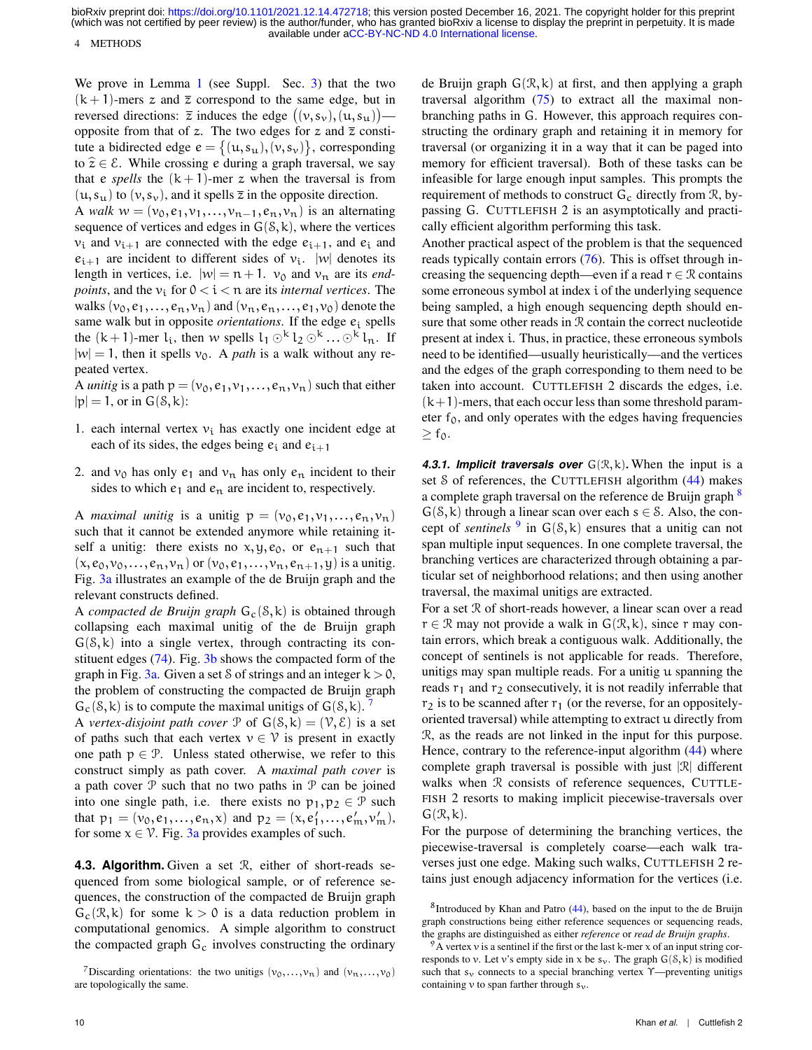We prove in Lemma 1 (see Suppl. Sec. 3) that the two $(k+1)$-mers $z$ and $\overline{z}$ correspond to the same edge, but in reversed directions: $\overline{z}$ induces the edge $((v, s_v), (u, s_u))$—opposite from that of $z$. The two edges for $z$ and $\overline{z}$ constitute a bidirected edge $e = \{(u, s_u), (v, s_v)\}$, corresponding to $\widehat{z} \in \mathcal{E}$. While crossing $e$ during a graph traversal, we say that $e$ *spells* the $(k+1)$-mer $z$ when the traversal is from $(u, s_u)$ to $(v, s_v)$, and it spells $\overline{z}$ in the opposite direction.

A *walk* $w = (v_0, e_1, v_1, \ldots, v_{n-1}, e_n, v_n)$ is an alternating sequence of vertices and edges in $G(\mathcal{S}, k)$, where the vertices $v_i$ and $v_{i+1}$ are connected with the edge $e_{i+1}$, and $e_i$ and $e_{i+1}$ are incident to different sides of $v_i$. $|w|$ denotes its length in vertices, i.e. $|w| = n+1$. $v_0$ and $v_n$ are its *endpoints*, and the $v_i$ for $0 < i < n$ are its *internal vertices*. The walks $(v_0, e_1, \ldots, e_n, v_n)$ and $(v_n, e_n, \ldots, e_1, v_0)$ denote the same walk but in opposite *orientations*. If the edge $e_i$ spells the $(k+1)$-mer $l_i$, then $w$ spells $l_1 \odot^k l_2 \odot^k \ldots \odot^k l_n$. If $|w| = 1$, then it spells $v_0$. A *path* is a walk without any repeated vertex.

A *unitig* is a path $p = (v_0, e_1, v_1, \ldots, e_n, v_n)$ such that either $|p| = 1$, or in $G(\mathcal{S}, k)$:

1. each internal vertex $v_i$ has exactly one incident edge at each of its sides, the edges being $e_i$ and $e_{i+1}$
2. and $v_0$ has only $e_1$ and $v_n$ has only $e_n$ incident to their sides to which $e_1$ and $e_n$ are incident to, respectively.

A *maximal unitig* is a unitig $p = (v_0, e_1, v_1, \ldots, e_n, v_n)$ such that it cannot be extended anymore while retaining itself a unitig: there exists no $x, y, e_0$, or $e_{n+1}$ such that $(x, e_0, v_0, \ldots, e_n, v_n)$ or $(v_0, e_1, \ldots, v_n, e_{n+1}, y)$ is a unitig. Fig. 3a illustrates an example of the de Bruijn graph and the relevant constructs defined.

A *compacted de Bruijn graph* $G_c(\mathcal{S}, k)$ is obtained through collapsing each maximal unitig of the de Bruijn graph $G(\mathcal{S}, k)$ into a single vertex, through contracting its constituent edges (74). Fig. 3b shows the compacted form of the graph in Fig. 3a. Given a set $\mathcal{S}$ of strings and an integer $k > 0$, the problem of constructing the compacted de Bruijn graph $G_c(\mathcal{S}, k)$ is to compute the maximal unitigs of $G(\mathcal{S}, k)$. [7]

A *vertex-disjoint path cover* $\mathcal{P}$ of $G(\mathcal{S}, k) = (\mathcal{V}, \mathcal{E})$ is a set of paths such that each vertex $v \in \mathcal{V}$ is present in exactly one path $p \in \mathcal{P}$. Unless stated otherwise, we refer to this construct simply as path cover. A *maximal path cover* is a path cover $\mathcal{P}$ such that no two paths in $\mathcal{P}$ can be joined into one single path, i.e. there exists no $p_1, p_2 \in \mathcal{P}$ such that $p_1 = (v_0, e_1, \ldots, e_n, x)$ and $p_2 = (x, e'_1, \ldots, e'_m, v'_m)$, for some $x \in \mathcal{V}$. Fig. 3a provides examples of such.

### 4.3. Algorithm.

Given a set $\mathcal{R}$, either of short-reads sequenced from some biological sample, or of reference sequences, the construction of the compacted de Bruijn graph $G_c(\mathcal{R}, k)$ for some $k > 0$ is a data reduction problem in computational genomics. A simple algorithm to construct the compacted graph $G_c$ involves constructing the ordinary de Bruijn graph $G(\mathcal{R}, k)$ at first, and then applying a graph traversal algorithm (75) to extract all the maximal non-branching paths in $G$. However, this approach requires constructing the ordinary graph and retaining it in memory for traversal (or organizing it in a way that it can be paged into memory for efficient traversal). Both of these tasks can be infeasible for large enough input samples. This prompts the requirement of methods to construct $G_c$ directly from $\mathcal{R}$, bypassing $G$. CUTTLEFISH 2 is an asymptotically and practically efficient algorithm performing this task.

Another practical aspect of the problem is that the sequenced reads typically contain errors (76). This is offset through increasing the sequencing depth—even if a read $r \in \mathcal{R}$ contains some erroneous symbol at index $i$ of the underlying sequence being sampled, a high enough sequencing depth should ensure that some other reads in $\mathcal{R}$ contain the correct nucleotide present at index $i$. Thus, in practice, these erroneous symbols need to be identified—usually heuristically—and the vertices and the edges of the graph corresponding to them need to be taken into account. CUTTLEFISH 2 discards the edges, i.e. $(k+1)$-mers, that each occur less than some threshold parameter $f_0$, and only operates with the edges having frequencies $\geq f_0$.

#### 4.3.1. Implicit traversals over $G(\mathcal{R}, k)$.

When the input is a set $\mathcal{S}$ of references, the CUTTLEFISH algorithm (44) makes a complete graph traversal on the reference de Bruijn graph [8] $G(\mathcal{S}, k)$ through a linear scan over each $s \in \mathcal{S}$. Also, the concept of *sentinels* [9] in $G(\mathcal{S}, k)$ ensures that a unitig can not span multiple input sequences. In one complete traversal, the branching vertices are characterized through obtaining a particular set of neighborhood relations; and then using another traversal, the maximal unitigs are extracted.

For a set $\mathcal{R}$ of short-reads however, a linear scan over a read $r \in \mathcal{R}$ may not provide a walk in $G(\mathcal{R}, k)$, since $r$ may contain errors, which break a contiguous walk. Additionally, the concept of sentinels is not applicable for reads. Therefore, unitigs may span multiple reads. For a unitig $u$ spanning the reads $r_1$ and $r_2$ consecutively, it is not readily inferrable that $r_2$ is to be scanned after $r_1$ (or the reverse, for an oppositely-oriented traversal) while attempting to extract $u$ directly from $\mathcal{R}$, as the reads are not linked in the input for this purpose. Hence, contrary to the reference-input algorithm (44) where complete graph traversal is possible with just $|\mathcal{R}|$ different walks when $\mathcal{R}$ consists of reference sequences, CUTTLEFISH 2 resorts to making implicit piecewise-traversals over $G(\mathcal{R}, k)$.

For the purpose of determining the branching vertices, the piecewise-traversal is completely coarse—each walk traverses just one edge. Making such walks, CUTTLEFISH 2 retains just enough adjacency information for the vertices (i.e.

---

[7] Discarding orientations: the two unitigs $(v_0, \ldots, v_n)$ and $(v_n, \ldots, v_0)$ are topologically the same.

[8] Introduced by Khan and Patro (44), based on the input to the de Bruijn graph constructions being either reference sequences or sequencing reads, the graphs are distinguished as either *reference* or *read de Bruijn graphs*.

[9] A vertex $v$ is a sentinel if the first or the last $k$-mer $x$ of an input string corresponds to $v$. Let $v$'s empty side in $x$ be $s_v$. The graph $G(\mathcal{S}, k)$ is modified such that $s_v$ connects to a special branching vertex $\Upsilon$—preventing unitigs containing $v$ to span farther through $s_v$.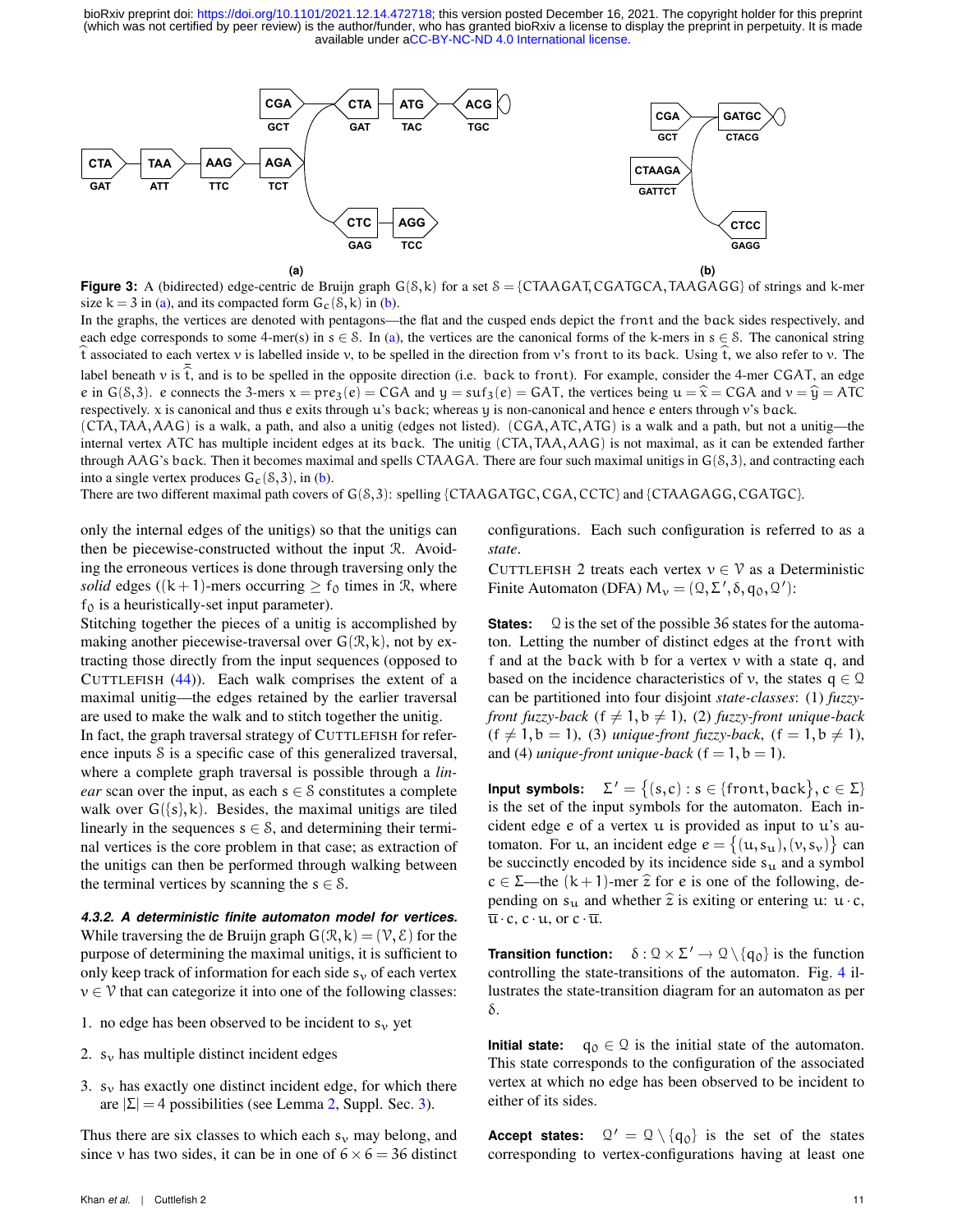**Figure 3:** A (bidirected) edge-centric de Bruijn graph $G(\mathcal{S}, k)$ for a set $\mathcal{S} = \{\text{CTAAGAT}, \text{CGATGCA}, \text{TAAGAGG}\}$ of strings and k-mer size $k = 3$ in (a), and its compacted form $G_c(\mathcal{S}, k)$ in (b).
In the graphs, the vertices are denoted with pentagons—the flat and the cusped ends depict the front and the back sides respectively, and each edge corresponds to some 4-mer(s) in $s \in \mathcal{S}$. In (a), the vertices are the canonical forms of the k-mers in $s \in \mathcal{S}$. The canonical string $\widehat{t}$ associated to each vertex $v$ is labelled inside $v$, to be spelled in the direction from $v$'s front to its back. Using $\widehat{t}$, we also refer to $v$. The label beneath $v$ is $\overline{\widehat{t}}$, and is to be spelled in the opposite direction (i.e. back to front). For example, consider the 4-mer CGAT, an edge $e$ in $G(\mathcal{S}, 3)$. $e$ connects the 3-mers $x = pre_3(e) = \text{CGA}$ and $y = suf_3(e) = \text{GAT}$, the vertices being $u = \widehat{x} = \text{CGA}$ and $v = \widehat{y} = \text{ATC}$ respectively. $x$ is canonical and thus $e$ exits through $u$'s back; whereas $y$ is non-canonical and hence $e$ enters through $v$'s back.
(CTA, TAA, AAG) is a walk, a path, and also a unitig (edges not listed). (CGA, ATC, ATG) is a walk and a path, but not a unitig—the internal vertex ATC has multiple incident edges at its back. The unitig (CTA, TAA, AAG) is not maximal, as it can be extended farther through AAG's back. Then it becomes maximal and spells CTAAGA. There are four such maximal unitigs in $G(\mathcal{S}, 3)$, and contracting each into a single vertex produces $G_c(\mathcal{S}, 3)$, in (b).
There are two different maximal path covers of $G(\mathcal{S}, 3)$: spelling {CTAAGATGC, CGA, CCTC} and {CTAAGAGG, CGATGC}.

only the internal edges of the unitigs) so that the unitigs can then be piecewise-constructed without the input $\mathcal{R}$. Avoiding the erroneous vertices is done through traversing only the *solid* edges ($(k+1)$-mers occurring $\geq f_0$ times in $\mathcal{R}$, where $f_0$ is a heuristically-set input parameter).

Stitching together the pieces of a unitig is accomplished by making another piecewise-traversal over $G(\mathcal{R}, k)$, not by extracting those directly from the input sequences (opposed to CUTTLEFISH (44)). Each walk comprises the extent of a maximal unitig—the edges retained by the earlier traversal are used to make the walk and to stitch together the unitig.

In fact, the graph traversal strategy of CUTTLEFISH for reference inputs $\mathcal{S}$ is a specific case of this generalized traversal, where a complete graph traversal is possible through a *linear* scan over the input, as each $s \in \mathcal{S}$ constitutes a complete walk over $G(\{s\}, k)$. Besides, the maximal unitigs are tiled linearly in the sequences $s \in \mathcal{S}$, and determining their terminal vertices is the core problem in that case; as extraction of the unitigs can then be performed through walking between the terminal vertices by scanning the $s \in \mathcal{S}$.

#### 4.3.2. A deterministic finite automaton model for vertices.

While traversing the de Bruijn graph $G(\mathcal{R}, k) = (\mathcal{V}, \mathcal{E})$ for the purpose of determining the maximal unitigs, it is sufficient to only keep track of information for each side $s_v$ of each vertex $v \in \mathcal{V}$ that can categorize it into one of the following classes:

1. no edge has been observed to be incident to $s_v$ yet
2. $s_v$ has multiple distinct incident edges
3. $s_v$ has exactly one distinct incident edge, for which there are $|\Sigma| = 4$ possibilities (see Lemma 2, Suppl. Sec. 3).

Thus there are six classes to which each $s_v$ may belong, and since $v$ has two sides, it can be in one of $6 \times 6 = 36$ distinct configurations. Each such configuration is referred to as a *state*.

CUTTLEFISH 2 treats each vertex $v \in \mathcal{V}$ as a Deterministic Finite Automaton (DFA) $M_v = (\mathcal{Q}, \Sigma', \delta, q_0, \mathcal{Q}')$:

**States:** $\mathcal{Q}$ is the set of the possible 36 states for the automaton. Letting the number of distinct edges at the front with $f$ and at the back with $b$ for a vertex $v$ with a state $q$, and based on the incidence characteristics of $v$, the states $q \in \mathcal{Q}$ can be partitioned into four disjoint *state-classes*: (1) *fuzzy-front fuzzy-back* ($f \neq 1, b \neq 1$), (2) *fuzzy-front unique-back* ($f \neq 1, b = 1$), (3) *unique-front fuzzy-back*, ($f = 1, b \neq 1$), and (4) *unique-front unique-back* ($f = 1, b = 1$).

**Input symbols:** $\Sigma' = \{(s, c) : s \in \{\text{front}, \text{back}\}, c \in \Sigma\}$ is the set of the input symbols for the automaton. Each incident edge $e$ of a vertex $u$ is provided as input to $u$'s automaton. For $u$, an incident edge $e = \{(u, s_u), (v, s_v)\}$ can be succinctly encoded by its incidence side $s_u$ and a symbol $c \in \Sigma$—the $(k+1)$-mer $\widehat{z}$ for $e$ is one of the following, depending on $s_u$ and whether $\widehat{z}$ is exiting or entering $u$: $u \cdot c$, $\overline{u} \cdot c$, $c \cdot u$, or $c \cdot \overline{u}$.

**Transition function:** $\delta : \mathcal{Q} \times \Sigma' \to \mathcal{Q} \setminus \{q_0\}$ is the function controlling the state-transitions of the automaton. Fig. 4 illustrates the state-transition diagram for an automaton as per $\delta$.

**Initial state:** $q_0 \in \mathcal{Q}$ is the initial state of the automaton. This state corresponds to the configuration of the associated vertex at which no edge has been observed to be incident to either of its sides.

**Accept states:** $\mathcal{Q}' = \mathcal{Q} \setminus \{q_0\}$ is the set of the states corresponding to vertex-configurations having at least one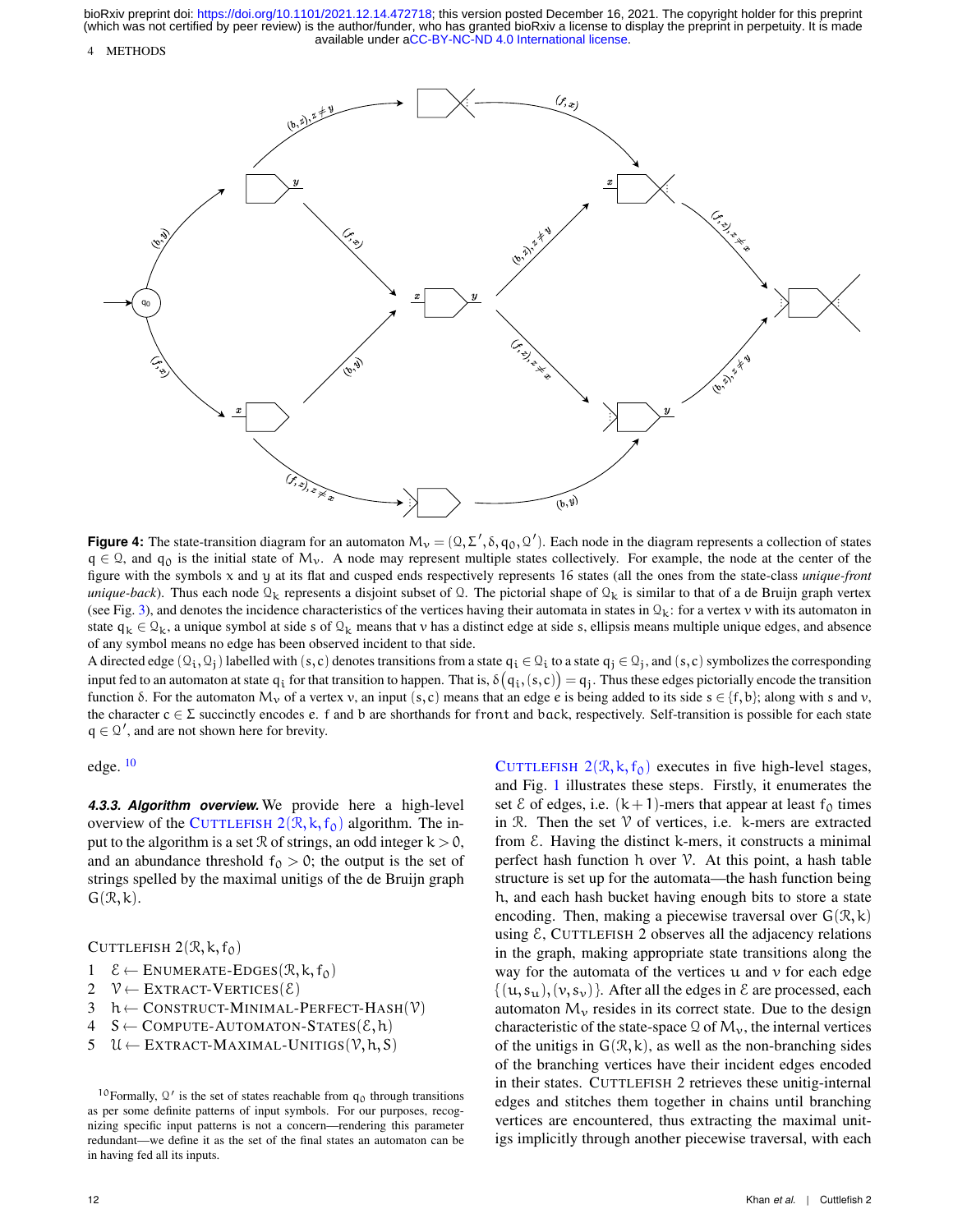**Figure 4:** The state-transition diagram for an automaton $M_v = (\mathcal{Q}, \Sigma', \delta, q_0, \mathcal{Q}')$. Each node in the diagram represents a collection of states $q \in \mathcal{Q}$, and $q_0$ is the initial state of $M_v$. A node may represent multiple states collectively. For example, the node at the center of the figure with the symbols x and y at its flat and cusped ends respectively represents 16 states (all the ones from the state-class *unique-front unique-back*). Thus each node $\mathcal{Q}_k$ represents a disjoint subset of $\mathcal{Q}$. The pictorial shape of $\mathcal{Q}_k$ is similar to that of a de Bruijn graph vertex (see Fig. 3), and denotes the incidence characteristics of the vertices having their automata in states in $\mathcal{Q}_k$: for a vertex $v$ with its automaton in state $q_k \in \mathcal{Q}_k$, a unique symbol at side $s$ of $\mathcal{Q}_k$ means that $v$ has a distinct edge at side $s$, ellipsis means multiple unique edges, and absence of any symbol means no edge has been observed incident to that side.
A directed edge $(\mathcal{Q}_i, \mathcal{Q}_j)$ labelled with $(s, c)$ denotes transitions from a state $q_i \in \mathcal{Q}_i$ to a state $q_j \in \mathcal{Q}_j$, and $(s, c)$ symbolizes the corresponding input fed to an automaton at state $q_i$ for that transition to happen. That is, $\delta\big(q_i, (s, c)\big) = q_j$. Thus these edges pictorially encode the transition function $\delta$. For the automaton $M_v$ of a vertex $v$, an input $(s, c)$ means that an edge $e$ is being added to its side $s \in \{f, b\}$; along with $s$ and $v$, the character $c \in \Sigma$ succinctly encodes $e$. f and b are shorthands for front and back, respectively. Self-transition is possible for each state $q \in \mathcal{Q}'$, and are not shown here for brevity.

edge. [10]

***4.3.3. Algorithm overview.*** We provide here a high-level overview of the CUTTLEFISH $2(\mathcal{R}, k, f_0)$ algorithm. The input to the algorithm is a set $\mathcal{R}$ of strings, an odd integer $k > 0$, and an abundance threshold $f_0 > 0$; the output is the set of strings spelled by the maximal unitigs of the de Bruijn graph $G(\mathcal{R}, k)$.

CUTTLEFISH $2(\mathcal{R}, k, f_0)$

1. $\mathcal{E} \leftarrow$ ENUMERATE-EDGES$(\mathcal{R}, k, f_0)$
2. $\mathcal{V} \leftarrow$ EXTRACT-VERTICES$(\mathcal{E})$
3. $h \leftarrow$ CONSTRUCT-MINIMAL-PERFECT-HASH$(\mathcal{V})$
4. $S \leftarrow$ COMPUTE-AUTOMATON-STATES$(\mathcal{E}, h)$
5. $\mathcal{U} \leftarrow$ EXTRACT-MAXIMAL-UNITIGS$(\mathcal{V}, h, S)$

[10] Formally, $\mathcal{Q}'$ is the set of states reachable from $q_0$ through transitions as per some definite patterns of input symbols. For our purposes, recognizing specific input patterns is not a concern—rendering this parameter redundant—we define it as the set of the final states an automaton can be in having fed all its inputs.

CUTTLEFISH $2(\mathcal{R}, k, f_0)$ executes in five high-level stages, and Fig. 1 illustrates these steps. Firstly, it enumerates the set $\mathcal{E}$ of edges, i.e. $(k+1)$-mers that appear at least $f_0$ times in $\mathcal{R}$. Then the set $\mathcal{V}$ of vertices, i.e. $k$-mers are extracted from $\mathcal{E}$. Having the distinct $k$-mers, it constructs a minimal perfect hash function $h$ over $\mathcal{V}$. At this point, a hash table structure is set up for the automata—the hash function being $h$, and each hash bucket having enough bits to store a state encoding. Then, making a piecewise traversal over $G(\mathcal{R}, k)$ using $\mathcal{E}$, CUTTLEFISH 2 observes all the adjacency relations in the graph, making appropriate state transitions along the way for the automata of the vertices $u$ and $v$ for each edge $\{(u, s_u), (v, s_v)\}$. After all the edges in $\mathcal{E}$ are processed, each automaton $M_v$ resides in its correct state. Due to the design characteristic of the state-space $\mathcal{Q}$ of $M_v$, the internal vertices of the unitigs in $G(\mathcal{R}, k)$, as well as the non-branching sides of the branching vertices have their incident edges encoded in their states. CUTTLEFISH 2 retrieves these unitig-internal edges and stitches them together in chains until branching vertices are encountered, thus extracting the maximal unitigs implicitly through another piecewise traversal, with each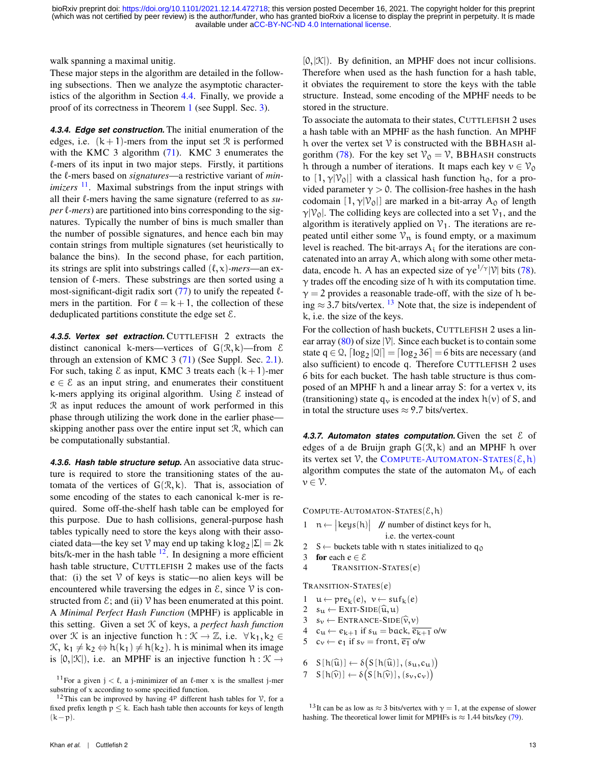walk spanning a maximal unitig.

These major steps in the algorithm are detailed in the following subsections. Then we analyze the asymptotic characteristics of the algorithm in Section 4.4. Finally, we provide a proof of its correctness in Theorem 1 (see Suppl. Sec. 3).

***4.3.4. Edge set construction.*** The initial enumeration of the edges, i.e. $(k+1)$-mers from the input set $\mathcal{R}$ is performed with the KMC 3 algorithm (71). KMC 3 enumerates the $\ell$-mers of its input in two major steps. Firstly, it partitions the $\ell$-mers based on *signatures*—a restrictive variant of *minimizers* [11]. Maximal substrings from the input strings with all their $\ell$-mers having the same signature (referred to as *super $\ell$-mers*) are partitioned into bins corresponding to the signatures. Typically the number of bins is much smaller than the number of possible signatures, and hence each bin may contain strings from multiple signatures (set heuristically to balance the bins). In the second phase, for each partition, its strings are split into substrings called $(\ell, x)$*-mers*—an extension of $\ell$-mers. These substrings are then sorted using a most-significant-digit radix sort (77) to unify the repeated $\ell$-mers in the partition. For $\ell = k+1$, the collection of these deduplicated partitions constitute the edge set $\mathcal{E}$.

***4.3.5. Vertex set extraction.*** CUTTLEFISH 2 extracts the distinct canonical k-mers—vertices of $G(\mathcal{R}, k)$—from $\mathcal{E}$ through an extension of KMC 3 (71) (See Suppl. Sec. 2.1). For such, taking $\mathcal{E}$ as input, KMC 3 treats each $(k+1)$-mer $e \in \mathcal{E}$ as an input string, and enumerates their constituent k-mers applying its original algorithm. Using $\mathcal{E}$ instead of $\mathcal{R}$ as input reduces the amount of work performed in this phase through utilizing the work done in the earlier phase—skipping another pass over the entire input set $\mathcal{R}$, which can be computationally substantial.

***4.3.6. Hash table structure setup.*** An associative data structure is required to store the transitioning states of the automata of the vertices of $G(\mathcal{R}, k)$. That is, association of some encoding of the states to each canonical k-mer is required. Some off-the-shelf hash table can be employed for this purpose. Due to hash collisions, general-purpose hash tables typically need to store the keys along with their associated data—the key set $\mathcal{V}$ may end up taking $k \log_2 |\Sigma| = 2k$ bits/k-mer in the hash table [12]. In designing a more efficient hash table structure, CUTTLEFISH 2 makes use of the facts that: (i) the set $\mathcal{V}$ of keys is static—no alien keys will be encountered while traversing the edges in $\mathcal{E}$, since $\mathcal{V}$ is constructed from $\mathcal{E}$; and (ii) $\mathcal{V}$ has been enumerated at this point. A *Minimal Perfect Hash Function* (MPHF) is applicable in this setting. Given a set $\mathcal{K}$ of keys, a *perfect hash function* over $\mathcal{K}$ is an injective function $h : \mathcal{K} \to \mathbb{Z}$, i.e. $\forall k_1, k_2 \in \mathcal{K}$, $k_1 \neq k_2 \Leftrightarrow h(k_1) \neq h(k_2)$. $h$ is minimal when its image is $[0, |\mathcal{K}|)$, i.e. an MPHF is an injective function $h : \mathcal{K} \to [0, |\mathcal{K}|)$. By definition, an MPHF does not incur collisions. Therefore when used as the hash function for a hash table, it obviates the requirement to store the keys with the table structure. Instead, some encoding of the MPHF needs to be stored in the structure.

To associate the automata to their states, CUTTLEFISH 2 uses a hash table with an MPHF as the hash function. An MPHF $h$ over the vertex set $\mathcal{V}$ is constructed with the BBHASH algorithm (78). For the key set $\mathcal{V}_0 = \mathcal{V}$, BBHASH constructs $h$ through a number of iterations. It maps each key $v \in \mathcal{V}_0$ to $[1, \gamma|\mathcal{V}_0|]$ with a classical hash function $h_0$, for a provided parameter $\gamma > 0$. The collision-free hashes in the hash codomain $[1, \gamma|\mathcal{V}_0|]$ are marked in a bit-array $A_0$ of length $\gamma|\mathcal{V}_0|$. The colliding keys are collected into a set $\mathcal{V}_1$, and the algorithm is iteratively applied on $\mathcal{V}_1$. The iterations are repeated until either some $\mathcal{V}_n$ is found empty, or a maximum level is reached. The bit-arrays $A_i$ for the iterations are concatenated into an array $A$, which along with some other metadata, encode $h$. $A$ has an expected size of $\gamma e^{1/\gamma}|\mathcal{V}|$ bits (78). $\gamma$ trades off the encoding size of $h$ with its computation time. $\gamma = 2$ provides a reasonable trade-off, with the size of $h$ being $\approx 3.7$ bits/vertex. [13] Note that, the size is independent of $k$, i.e. the size of the keys.

For the collection of hash buckets, CUTTLEFISH 2 uses a linear array (80) of size $|\mathcal{V}|$. Since each bucket is to contain some state $q \in \mathcal{Q}$, $\lceil \log_2 |\mathcal{Q}| \rceil = \lceil \log_2 36 \rceil = 6$ bits are necessary (and also sufficient) to encode $q$. Therefore CUTTLEFISH 2 uses 6 bits for each bucket. The hash table structure is thus composed of an MPHF $h$ and a linear array $S$: for a vertex $v$, its (transitioning) state $q_v$ is encoded at the index $h(v)$ of $S$, and in total the structure uses $\approx 9.7$ bits/vertex.

***4.3.7. Automaton states computation.*** Given the set $\mathcal{E}$ of edges of a de Bruijn graph $G(\mathcal{R}, k)$ and an MPHF $h$ over its vertex set $\mathcal{V}$, the COMPUTE-AUTOMATON-STATES$(\mathcal{E}, h)$ algorithm computes the state of the automaton $M_v$ of each $v \in \mathcal{V}$.

COMPUTE-AUTOMATON-STATES$(\mathcal{E}, h)$

1. $n \leftarrow |keys(h)|$ // number of distinct keys for $h$, i.e. the vertex-count
2. $S \leftarrow$ buckets table with $n$ states initialized to $q_0$
3. **for** each $e \in \mathcal{E}$
4. TRANSITION-STATES$(e)$

TRANSITION-STATES$(e)$

1. $u \leftarrow pre_k(e)$, $v \leftarrow suf_k(e)$
2. $s_u \leftarrow$ EXIT-SIDE$(\widehat{u}, u)$
3. $s_v \leftarrow$ ENTRANCE-SIDE$(\widehat{v}, v)$
4. $c_u \leftarrow e_{k+1}$ if $s_u = \text{back}$, $\overline{e_{k+1}}$ o/w
5. $c_v \leftarrow e_1$ if $s_v = \text{front}$, $\overline{e_1}$ o/w
6. $S[h(\widehat{u})] \leftarrow \delta\big(S[h(\widehat{u})], (s_u, c_u)\big)$
7. $S[h(\widehat{v})] \leftarrow \delta\big(S[h(\widehat{v})], (s_v, c_v)\big)$

---

[11] For a given $j < \ell$, a j-minimizer of an $\ell$-mer x is the smallest j-mer substring of x according to some specified function.

[12] This can be improved by having $4^p$ different hash tables for $\mathcal{V}$, for a fixed prefix length $p \leq k$. Each hash table then accounts for keys of length $(k-p)$.

[13] It can be as low as $\approx 3$ bits/vertex with $\gamma = 1$, at the expense of slower hashing. The theoretical lower limit for MPHFs is $\approx 1.44$ bits/key (79).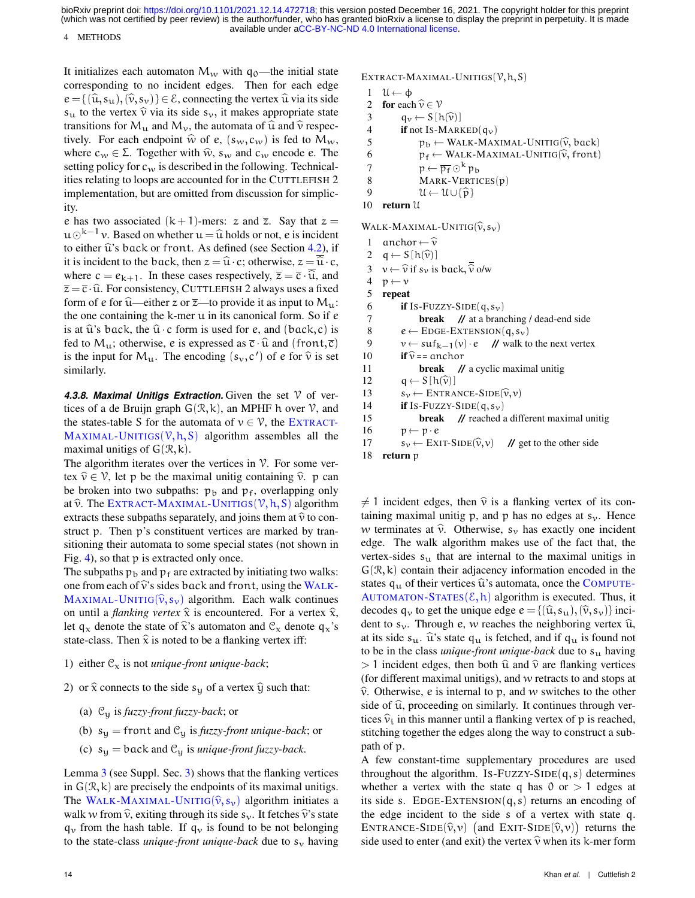It initializes each automaton $M_w$ with $q_0$—the initial state corresponding to no incident edges. Then for each edge $e = \{(\widehat{u}, s_u), (\widehat{v}, s_v)\} \in \mathcal{E}$, connecting the vertex $\widehat{u}$ via its side $s_u$ to the vertex $\widehat{v}$ via its side $s_v$, it makes appropriate state transitions for $M_u$ and $M_v$, the automata of $\widehat{u}$ and $\widehat{v}$ respectively. For each endpoint $\widehat{w}$ of $e$, $(s_w, c_w)$ is fed to $M_w$, where $c_w \in \Sigma$. Together with $\widehat{w}$, $s_w$ and $c_w$ encode $e$. The setting policy for $c_w$ is described in the following. Technicalities relating to loops are accounted for in the CUTTLEFISH 2 implementation, but are omitted from discussion for simplicity.

$e$ has two associated $(k+1)$-mers: $z$ and $\overline{z}$. Say that $z = u \odot^{k-1} v$. Based on whether $u = \widehat{u}$ holds or not, $e$ is incident to either $\widehat{u}$'s $\mathtt{back}$ or $\mathtt{front}$. As defined (see Section 4.2), if it is incident to the $\mathtt{back}$, then $z = \widehat{u} \cdot c$; otherwise, $z = \overline{\widehat{u}} \cdot c$, where $c = e_{k+1}$. In these cases respectively, $\overline{z} = \overline{c} \cdot \overline{\widehat{u}}$, and $\overline{z} = \overline{c} \cdot \widehat{u}$. For consistency, CUTTLEFISH 2 always uses a fixed form of $e$ for $\widehat{u}$—either $z$ or $\overline{z}$—to provide it as input to $M_u$: the one containing the $k$-mer $u$ in its canonical form. So if $e$ is at $\widehat{u}$'s $\mathtt{back}$, the $\widehat{u} \cdot c$ form is used for $e$, and $(\mathtt{back}, c)$ is fed to $M_u$; otherwise, $e$ is expressed as $\overline{c} \cdot \widehat{u}$ and $(\mathtt{front}, \overline{c})$ is the input for $M_u$. The encoding $(s_v, c')$ of $e$ for $\widehat{v}$ is set similarly.

***4.3.8. Maximal Unitigs Extraction.*** Given the set $\mathcal{V}$ of vertices of a de Bruijn graph $G(\mathcal{R}, k)$, an MPHF $h$ over $\mathcal{V}$, and the states-table $S$ for the automata of $v \in \mathcal{V}$, the EXTRACT-MAXIMAL-UNITIGS$(\mathcal{V}, h, S)$ algorithm assembles all the maximal unitigs of $G(\mathcal{R}, k)$.

The algorithm iterates over the vertices in $\mathcal{V}$. For some vertex $\widehat{v} \in \mathcal{V}$, let $p$ be the maximal unitig containing $\widehat{v}$. $p$ can be broken into two subpaths: $p_b$ and $p_f$, overlapping only at $\widehat{v}$. The EXTRACT-MAXIMAL-UNITIGS$(\mathcal{V}, h, S)$ algorithm extracts these subpaths separately, and joins them at $\widehat{v}$ to construct $p$. Then $p$'s constituent vertices are marked by transitioning their automata to some special states (not shown in Fig. 4), so that $p$ is extracted only once.

The subpaths $p_b$ and $p_f$ are extracted by initiating two walks: one from each of $\widehat{v}$'s sides $\mathtt{back}$ and $\mathtt{front}$, using the WALK-MAXIMAL-UNITIG$(\widehat{v}, s_v)$ algorithm. Each walk continues on until a *flanking vertex* $\widehat{x}$ is encountered. For a vertex $\widehat{x}$, let $q_x$ denote the state of $\widehat{x}$'s automaton and $\mathcal{C}_x$ denote $q_x$'s state-class. Then $\widehat{x}$ is noted to be a flanking vertex iff:

1) either $\mathcal{C}_x$ is not *unique-front unique-back*;

2) or $\widehat{x}$ connects to the side $s_y$ of a vertex $\widehat{y}$ such that:

   (a) $\mathcal{C}_y$ is *fuzzy-front fuzzy-back*; or

   (b) $s_y = \mathtt{front}$ and $\mathcal{C}_y$ is *fuzzy-front unique-back*; or

   (c) $s_y = \mathtt{back}$ and $\mathcal{C}_y$ is *unique-front fuzzy-back*.

Lemma 3 (see Suppl. Sec. 3) shows that the flanking vertices in $G(\mathcal{R}, k)$ are precisely the endpoints of its maximal unitigs. The WALK-MAXIMAL-UNITIG$(\widehat{v}, s_v)$ algorithm initiates a walk $w$ from $\widehat{v}$, exiting through its side $s_v$. It fetches $\widehat{v}$'s state $q_v$ from the hash table. If $q_v$ is found to be not belonging to the state-class *unique-front unique-back* due to $s_v$ having

```
EXTRACT-MAXIMAL-UNITIGS(V, h, S)
 1  U ← ϕ
 2  for each v̂ ∈ V
 3      q_v ← S[h(v̂)]
 4      if not IS-MARKED(q_v)
 5          p_b ← WALK-MAXIMAL-UNITIG(v̂, back)
 6          p_f ← WALK-MAXIMAL-UNITIG(v̂, front)
 7          p ← p̄_f ⊙^k p_b
 8          MARK-VERTICES(p)
 9          U ← U ∪ {p̂}
10  return U
```

```
WALK-MAXIMAL-UNITIG(v̂, s_v)
 1  anchor ← v̂
 2  q ← S[h(v̂)]
 3  v ← v̂ if s_v is back, v̂̄ o/w
 4  p ← v
 5  repeat
 6      if IS-FUZZY-SIDE(q, s_v)
 7          break    // at a branching / dead-end side
 8      e ← EDGE-EXTENSION(q, s_v)
 9      v ← suf_{k−1}(v) · e    // walk to the next vertex
10      if v̂ == anchor
11          break    // a cyclic maximal unitig
12      q ← S[h(v̂)]
13      s_v ← ENTRANCE-SIDE(v̂, v)
14      if IS-FUZZY-SIDE(q, s_v)
15          break    // reached a different maximal unitig
16      p ← p · e
17      s_v ← EXIT-SIDE(v̂, v)    // get to the other side
18  return p
```

$\neq 1$ incident edges, then $\widehat{v}$ is a flanking vertex of its containing maximal unitig $p$, and $p$ has no edges at $s_v$. Hence $w$ terminates at $\widehat{v}$. Otherwise, $s_v$ has exactly one incident edge. The walk algorithm makes use of the fact that, the vertex-sides $s_u$ that are internal to the maximal unitigs in $G(\mathcal{R}, k)$ contain their adjacency information encoded in the states $q_u$ of their vertices $\widehat{u}$'s automata, once the COMPUTE-AUTOMATON-STATES$(\mathcal{E}, h)$ algorithm is executed. Thus, it decodes $q_v$ to get the unique edge $e = \{(\widehat{u}, s_u), (\widehat{v}, s_v)\}$ incident to $s_v$. Through $e$, $w$ reaches the neighboring vertex $\widehat{u}$, at its side $s_u$. $\widehat{u}$'s state $q_u$ is fetched, and if $q_u$ is found not to be in the class *unique-front unique-back* due to $s_u$ having $> 1$ incident edges, then both $\widehat{u}$ and $\widehat{v}$ are flanking vertices (for different maximal unitigs), and $w$ retracts to and stops at $\widehat{v}$. Otherwise, $e$ is internal to $p$, and $w$ switches to the other side of $\widehat{u}$, proceeding on similarly. It continues through vertices $\widehat{v}_i$ in this manner until a flanking vertex of $p$ is reached, stitching together the edges along the way to construct a subpath of $p$.

A few constant-time supplementary procedures are used throughout the algorithm. IS-FUZZY-SIDE$(q, s)$ determines whether a vertex with the state $q$ has $0$ or $> 1$ edges at its side $s$. EDGE-EXTENSION$(q, s)$ returns an encoding of the edge incident to the side $s$ of a vertex with state $q$. ENTRANCE-SIDE$(\widehat{v}, v)$ (and EXIT-SIDE$(\widehat{v}, v)$) returns the side used to enter (and exit) the vertex $\widehat{v}$ when its $k$-mer form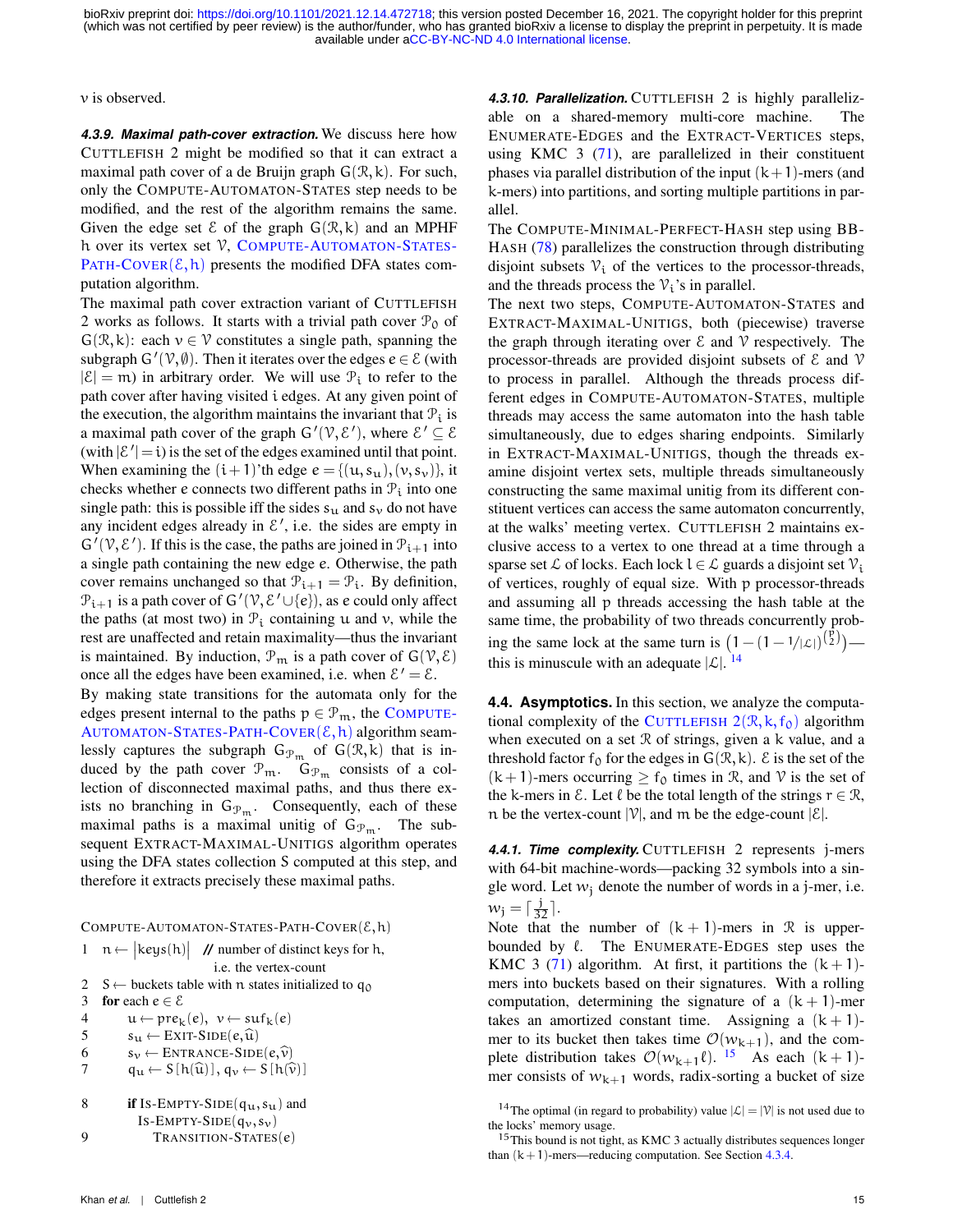$v$ is observed.

#### 4.3.9. Maximal path-cover extraction.

We discuss here how CUTTLEFISH 2 might be modified so that it can extract a maximal path cover of a de Bruijn graph $G(\mathcal{R}, k)$. For such, only the COMPUTE-AUTOMATON-STATES step needs to be modified, and the rest of the algorithm remains the same. Given the edge set $\mathcal{E}$ of the graph $G(\mathcal{R}, k)$ and an MPHF $h$ over its vertex set $\mathcal{V}$, COMPUTE-AUTOMATON-STATES-PATH-COVER$(\mathcal{E}, h)$ presents the modified DFA states computation algorithm.

The maximal path cover extraction variant of CUTTLEFISH 2 works as follows. It starts with a trivial path cover $\mathcal{P}_0$ of $G(\mathcal{R}, k)$: each $v \in \mathcal{V}$ constitutes a single path, spanning the subgraph $G'(\mathcal{V}, \emptyset)$. Then it iterates over the edges $e \in \mathcal{E}$ (with $|\mathcal{E}| = m$) in arbitrary order. We will use $\mathcal{P}_i$ to refer to the path cover after having visited $i$ edges. At any given point of the execution, the algorithm maintains the invariant that $\mathcal{P}_i$ is a maximal path cover of the graph $G'(\mathcal{V}, \mathcal{E}')$, where $\mathcal{E}' \subseteq \mathcal{E}$ (with $|\mathcal{E}'| = i$) is the set of the edges examined until that point. When examining the $(i+1)$'th edge $e = \{(u, s_u), (v, s_v)\}$, it checks whether $e$ connects two different paths in $\mathcal{P}_i$ into one single path: this is possible iff the sides $s_u$ and $s_v$ do not have any incident edges already in $\mathcal{E}'$, i.e. the sides are empty in $G'(\mathcal{V}, \mathcal{E}')$. If this is the case, the paths are joined in $\mathcal{P}_{i+1}$ into a single path containing the new edge $e$. Otherwise, the path cover remains unchanged so that $\mathcal{P}_{i+1} = \mathcal{P}_i$. By definition, $\mathcal{P}_{i+1}$ is a path cover of $G'(\mathcal{V}, \mathcal{E}' \cup \{e\})$, as $e$ could only affect the paths (at most two) in $\mathcal{P}_i$ containing $u$ and $v$, while the rest are unaffected and retain maximality—thus the invariant is maintained. By induction, $\mathcal{P}_m$ is a path cover of $G(\mathcal{V}, \mathcal{E})$ once all the edges have been examined, i.e. when $\mathcal{E}' = \mathcal{E}$.

By making state transitions for the automata only for the edges present internal to the paths $p \in \mathcal{P}_m$, the COMPUTE-AUTOMATON-STATES-PATH-COVER$(\mathcal{E}, h)$ algorithm seamlessly captures the subgraph $G_{\mathcal{P}_m}$ of $G(\mathcal{R}, k)$ that is induced by the path cover $\mathcal{P}_m$. $G_{\mathcal{P}_m}$ consists of a collection of disconnected maximal paths, and thus there exists no branching in $G_{\mathcal{P}_m}$. Consequently, each of these maximal paths is a maximal unitig of $G_{\mathcal{P}_m}$. The subsequent EXTRACT-MAXIMAL-UNITIGS algorithm operates using the DFA states collection $S$ computed at this step, and therefore it extracts precisely these maximal paths.

```
COMPUTE-AUTOMATON-STATES-PATH-COVER(ℰ, h)
1  n ← |keys(h)|   // number of distinct keys for h,
                       i.e. the vertex-count
2  S ← buckets table with n states initialized to q_0
3  for each e ∈ ℰ
4      u ← pre_k(e),  v ← suf_k(e)
5      s_u ← EXIT-SIDE(e, û)
6      s_v ← ENTRANCE-SIDE(e, v̂)
7      q_u ← S[h(û)],  q_v ← S[h(v̂)]

8      if IS-EMPTY-SIDE(q_u, s_u) and
          IS-EMPTY-SIDE(q_v, s_v)
9          TRANSITION-STATES(e)
```

#### 4.3.10. Parallelization.

CUTTLEFISH 2 is highly parallelizable on a shared-memory multi-core machine. The ENUMERATE-EDGES and the EXTRACT-VERTICES steps, using KMC 3 (71), are parallelized in their constituent phases via parallel distribution of the input $(k+1)$-mers (and $k$-mers) into partitions, and sorting multiple partitions in parallel.

The COMPUTE-MINIMAL-PERFECT-HASH step using BBHASH (78) parallelizes the construction through distributing disjoint subsets $\mathcal{V}_i$ of the vertices to the processor-threads, and the threads process the $\mathcal{V}_i$'s in parallel.

The next two steps, COMPUTE-AUTOMATON-STATES and EXTRACT-MAXIMAL-UNITIGS, both (piecewise) traverse the graph through iterating over $\mathcal{E}$ and $\mathcal{V}$ respectively. The processor-threads are provided disjoint subsets of $\mathcal{E}$ and $\mathcal{V}$ to process in parallel. Although the threads process different edges in COMPUTE-AUTOMATON-STATES, multiple threads may access the same automaton into the hash table simultaneously, due to edges sharing endpoints. Similarly in EXTRACT-MAXIMAL-UNITIGS, though the threads examine disjoint vertex sets, multiple threads simultaneously constructing the same maximal unitig from its different constituent vertices can access the same automaton concurrently, at the walks' meeting vertex. CUTTLEFISH 2 maintains exclusive access to a vertex to one thread at a time through a sparse set $\mathcal{L}$ of locks. Each lock $l \in \mathcal{L}$ guards a disjoint set $\mathcal{V}_i$ of vertices, roughly of equal size. With $p$ processor-threads and assuming all $p$ threads accessing the hash table at the same time, the probability of two threads concurrently probing the same lock at the same turn is $\left(1 - (1 - 1/|\mathcal{L}|)^{\binom{p}{2}}\right)$—this is minuscule with an adequate $|\mathcal{L}|$. [14]

### 4.4. Asymptotics.

In this section, we analyze the computational complexity of the CUTTLEFISH $2(\mathcal{R}, k, f_0)$ algorithm when executed on a set $\mathcal{R}$ of strings, given a $k$ value, and a threshold factor $f_0$ for the edges in $G(\mathcal{R}, k)$. $\mathcal{E}$ is the set of the $(k+1)$-mers occurring $\geq f_0$ times in $\mathcal{R}$, and $\mathcal{V}$ is the set of the $k$-mers in $\mathcal{E}$. Let $\ell$ be the total length of the strings $r \in \mathcal{R}$, $n$ be the vertex-count $|\mathcal{V}|$, and $m$ be the edge-count $|\mathcal{E}|$.

#### 4.4.1. Time complexity.

CUTTLEFISH 2 represents $j$-mers with 64-bit machine-words—packing 32 symbols into a single word. Let $w_j$ denote the number of words in a $j$-mer, i.e. $w_j = \lceil \frac{j}{32} \rceil$.

Note that the number of $(k+1)$-mers in $\mathcal{R}$ is upper-bounded by $\ell$. The ENUMERATE-EDGES step uses the KMC 3 (71) algorithm. At first, it partitions the $(k+1)$-mers into buckets based on their signatures. With a rolling computation, determining the signature of a $(k+1)$-mer takes an amortized constant time. Assigning a $(k+1)$-mer to its bucket then takes time $\mathcal{O}(w_{k+1})$, and the complete distribution takes $\mathcal{O}(w_{k+1}\ell)$. [15] As each $(k+1)$-mer consists of $w_{k+1}$ words, radix-sorting a bucket of size

[14] The optimal (in regard to probability) value $|\mathcal{L}| = |\mathcal{V}|$ is not used due to the locks' memory usage.

[15] This bound is not tight, as KMC 3 actually distributes sequences longer than $(k+1)$-mers—reducing computation. See Section 4.3.4.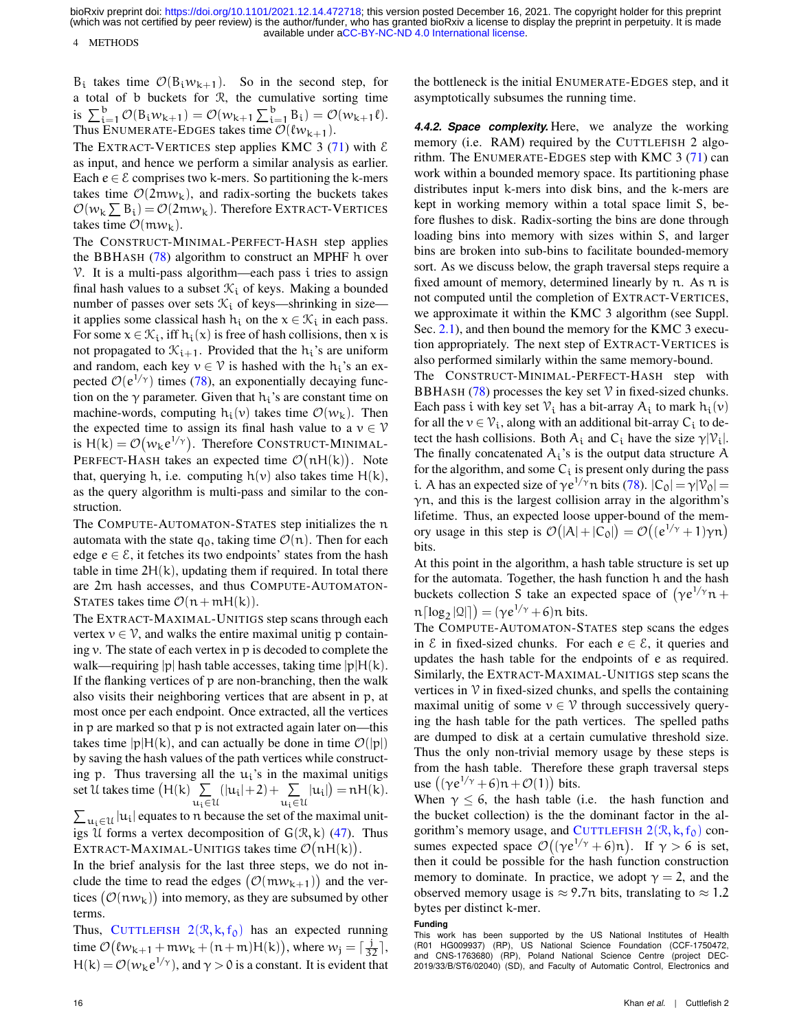$B_i$ takes time $\mathcal{O}(B_i w_{k+1})$. So in the second step, for a total of $b$ buckets for $\mathcal{R}$, the cumulative sorting time is $\sum_{i=1}^{b} \mathcal{O}(B_i w_{k+1}) = \mathcal{O}(w_{k+1} \sum_{i=1}^{b} B_i) = \mathcal{O}(w_{k+1}\ell)$. Thus ENUMERATE-EDGES takes time $\mathcal{O}(\ell w_{k+1})$.

The EXTRACT-VERTICES step applies KMC 3 (71) with $\mathcal{E}$ as input, and hence we perform a similar analysis as earlier. Each $e \in \mathcal{E}$ comprises two k-mers. So partitioning the k-mers takes time $\mathcal{O}(2mw_k)$, and radix-sorting the buckets takes $\mathcal{O}(w_k \sum B_i) = \mathcal{O}(2mw_k)$. Therefore EXTRACT-VERTICES takes time $\mathcal{O}(mw_k)$.

The CONSTRUCT-MINIMAL-PERFECT-HASH step applies the BBHASH (78) algorithm to construct an MPHF $h$ over $\mathcal{V}$. It is a multi-pass algorithm—each pass $i$ tries to assign final hash values to a subset $\mathcal{K}_i$ of keys. Making a bounded number of passes over sets $\mathcal{K}_i$ of keys—shrinking in size—it applies some classical hash $h_i$ on the $x \in \mathcal{K}_i$ in each pass. For some $x \in \mathcal{K}_i$, iff $h_i(x)$ is free of hash collisions, then $x$ is not propagated to $\mathcal{K}_{i+1}$. Provided that the $h_i$'s are uniform and random, each key $v \in \mathcal{V}$ is hashed with the $h_i$'s an expected $\mathcal{O}(e^{1/\gamma})$ times (78), an exponentially decaying function on the $\gamma$ parameter. Given that $h_i$'s are constant time on machine-words, computing $h_i(v)$ takes time $\mathcal{O}(w_k)$. Then the expected time to assign its final hash value to a $v \in \mathcal{V}$ is $H(k) = \mathcal{O}(w_k e^{1/\gamma})$. Therefore CONSTRUCT-MINIMAL-PERFECT-HASH takes an expected time $\mathcal{O}(nH(k))$. Note that, querying $h$, i.e. computing $h(v)$ also takes time $H(k)$, as the query algorithm is multi-pass and similar to the construction.

The COMPUTE-AUTOMATON-STATES step initializes the $n$ automata with the state $q_0$, taking time $\mathcal{O}(n)$. Then for each edge $e \in \mathcal{E}$, it fetches its two endpoints' states from the hash table in time $2H(k)$, updating them if required. In total there are $2m$ hash accesses, and thus COMPUTE-AUTOMATON-STATES takes time $\mathcal{O}(n + mH(k))$.

The EXTRACT-MAXIMAL-UNITIGS step scans through each vertex $v \in \mathcal{V}$, and walks the entire maximal unitig $p$ containing $v$. The state of each vertex in $p$ is decoded to complete the walk—requiring $|p|$ hash table accesses, taking time $|p|H(k)$. If the flanking vertices of $p$ are non-branching, then the walk also visits their neighboring vertices that are absent in $p$, at most once per each endpoint. Once extracted, all the vertices in $p$ are marked so that $p$ is not extracted again later on—this takes time $|p|H(k)$, and can actually be done in time $\mathcal{O}(|p|)$ by saving the hash values of the path vertices while constructing $p$. Thus traversing all the $u_i$'s in the maximal unitigs set $\mathcal{U}$ takes time $\left(H(k) \sum_{u_i \in \mathcal{U}} (|u_i| + 2) + \sum_{u_i \in \mathcal{U}} |u_i|\right) = nH(k)$. $\sum_{u_i \in \mathcal{U}} |u_i|$ equates to $n$ because the set of the maximal unitigs $\mathcal{U}$ forms a vertex decomposition of $G(\mathcal{R}, k)$ (47). Thus EXTRACT-MAXIMAL-UNITIGS takes time $\mathcal{O}(nH(k))$.

In the brief analysis for the last three steps, we do not include the time to read the edges $(\mathcal{O}(mw_{k+1}))$ and the vertices $(\mathcal{O}(nw_k))$ into memory, as they are subsumed by other terms.

Thus, CUTTLEFISH $2(\mathcal{R}, k, f_0)$ has an expected running time $\mathcal{O}(\ell w_{k+1} + mw_k + (n+m)H(k))$, where $w_j = \lceil \frac{j}{32} \rceil$, $H(k) = \mathcal{O}(w_k e^{1/\gamma})$, and $\gamma > 0$ is a constant. It is evident that the bottleneck is the initial ENUMERATE-EDGES step, and it asymptotically subsumes the running time.

#### 4.4.2. Space complexity.

Here, we analyze the working memory (i.e. RAM) required by the CUTTLEFISH 2 algorithm. The ENUMERATE-EDGES step with KMC 3 (71) can work within a bounded memory space. Its partitioning phase distributes input k-mers into disk bins, and the k-mers are kept in working memory within a total space limit S, before flushes to disk. Radix-sorting the bins are done through loading bins into memory with sizes within S, and larger bins are broken into sub-bins to facilitate bounded-memory sort. As we discuss below, the graph traversal steps require a fixed amount of memory, determined linearly by $n$. As $n$ is not computed until the completion of EXTRACT-VERTICES, we approximate it within the KMC 3 algorithm (see Suppl. Sec. 2.1), and then bound the memory for the KMC 3 execution appropriately. The next step of EXTRACT-VERTICES is also performed similarly within the same memory-bound.

The CONSTRUCT-MINIMAL-PERFECT-HASH step with BBHASH (78) processes the key set $\mathcal{V}$ in fixed-sized chunks. Each pass $i$ with key set $\mathcal{V}_i$ has a bit-array $A_i$ to mark $h_i(v)$ for all the $v \in \mathcal{V}_i$, along with an additional bit-array $C_i$ to detect the hash collisions. Both $A_i$ and $C_i$ have the size $\gamma|\mathcal{V}_i|$. The finally concatenated $A_i$'s is the output data structure $A$ for the algorithm, and some $C_i$ is present only during the pass $i$. $A$ has an expected size of $\gamma e^{1/\gamma} n$ bits (78). $|C_0| = \gamma|\mathcal{V}_0| = \gamma n$, and this is the largest collision array in the algorithm's lifetime. Thus, an expected loose upper-bound of the memory usage in this step is $\mathcal{O}(|A| + |C_0|) = \mathcal{O}((e^{1/\gamma} + 1)\gamma n)$ bits.

At this point in the algorithm, a hash table structure is set up for the automata. Together, the hash function $h$ and the hash buckets collection $S$ take an expected space of $\left(\gamma e^{1/\gamma} n + n\lceil \log_2 |\mathcal{Q}| \rceil\right) = (\gamma e^{1/\gamma} + 6)n$ bits.

The COMPUTE-AUTOMATON-STATES step scans the edges in $\mathcal{E}$ in fixed-sized chunks. For each $e \in \mathcal{E}$, it queries and updates the hash table for the endpoints of $e$ as required. Similarly, the EXTRACT-MAXIMAL-UNITIGS step scans the vertices in $\mathcal{V}$ in fixed-sized chunks, and spells the containing maximal unitig of some $v \in \mathcal{V}$ through successively querying the hash table for the path vertices. The spelled paths are dumped to disk at a certain cumulative threshold size. Thus the only non-trivial memory usage by these steps is from the hash table. Therefore these graph traversal steps use $\left((\gamma e^{1/\gamma} + 6)n + \mathcal{O}(1)\right)$ bits.

When $\gamma \leq 6$, the hash table (i.e. the hash function and the bucket collection) is the the dominant factor in the algorithm's memory usage, and CUTTLEFISH $2(\mathcal{R}, k, f_0)$ consumes expected space $\mathcal{O}((\gamma e^{1/\gamma} + 6)n)$. If $\gamma > 6$ is set, then it could be possible for the hash function construction memory to dominate. In practice, we adopt $\gamma = 2$, and the observed memory usage is $\approx 9.7n$ bits, translating to $\approx 1.2$ bytes per distinct k-mer.

#### Funding

This work has been supported by the US National Institutes of Health (R01 HG009937) (RP), US National Science Foundation (CCF-1750472, and CNS-1763680) (RP), Poland National Science Centre (project DEC-2019/33/B/ST6/02040) (SD), and Faculty of Automatic Control, Electronics and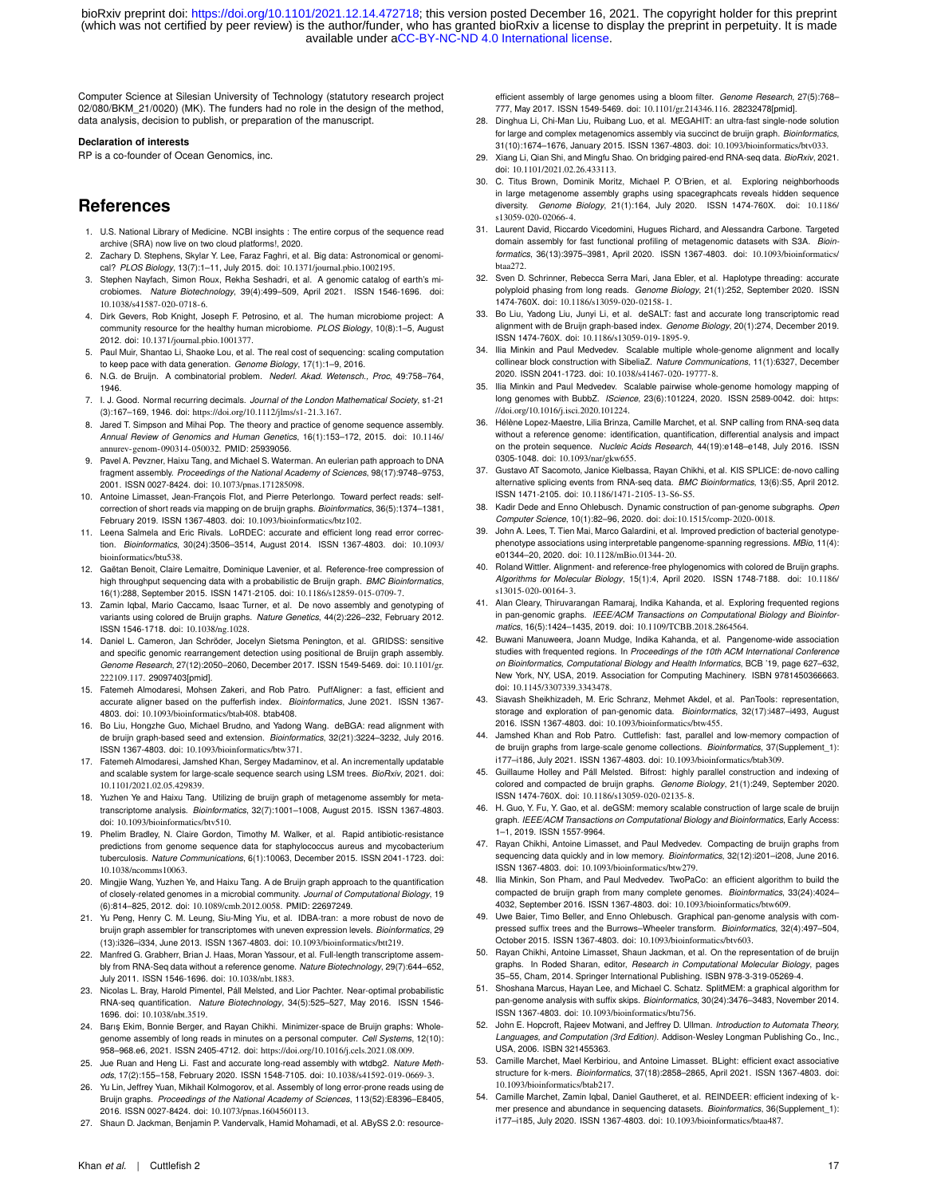Computer Science at Silesian University of Technology (statutory research project 02/080/BKM_21/0020) (MK). The funders had no role in the design of the method, data analysis, decision to publish, or preparation of the manuscript.

**Declaration of interests**

RP is a co-founder of Ocean Genomics, inc.

## References

1. U.S. National Library of Medicine. NCBI insights : The entire corpus of the sequence read archive (SRA) now live on two cloud platforms!, 2020.
2. Zachary D. Stephens, Skylar Y. Lee, Faraz Faghri, et al. Big data: Astronomical or genomical? *PLOS Biology*, 13(7):1–11, July 2015. doi: 10.1371/journal.pbio.1002195.
3. Stephen Nayfach, Simon Roux, Rekha Seshadri, et al. A genomic catalog of earth's microbiomes. *Nature Biotechnology*, 39(4):499–509, April 2021. ISSN 1546-1696. doi: 10.1038/s41587-020-0718-6.
4. Dirk Gevers, Rob Knight, Joseph F. Petrosino, et al. The human microbiome project: A community resource for the healthy human microbiome. *PLOS Biology*, 10(8):1–5, August 2012. doi: 10.1371/journal.pbio.1001377.
5. Paul Muir, Shantao Li, Shaoke Lou, et al. The real cost of sequencing: scaling computation to keep pace with data generation. *Genome Biology*, 17(1):1–9, 2016.
6. N.G. de Bruijn. A combinatorial problem. *Nederl. Akad. Wetensch., Proc*, 49:758–764, 1946.
7. I. J. Good. Normal recurring decimals. *Journal of the London Mathematical Society*, s1-21 (3):167–169, 1946. doi: https://doi.org/10.1112/jlms/s1-21.3.167.
8. Jared T. Simpson and Mihai Pop. The theory and practice of genome sequence assembly. *Annual Review of Genomics and Human Genetics*, 16(1):153–172, 2015. doi: 10.1146/annurev-genom-090314-050032. PMID: 25939056.
9. Pavel A. Pevzner, Haixu Tang, and Michael S. Waterman. An eulerian path approach to DNA fragment assembly. *Proceedings of the National Academy of Sciences*, 98(17):9748–9753, 2001. ISSN 0027-8424. doi: 10.1073/pnas.171285098.
10. Antoine Limasset, Jean-François Flot, and Pierre Peterlongo. Toward perfect reads: self-correction of short reads via mapping on de bruijn graphs. *Bioinformatics*, 36(5):1374–1381, February 2019. ISSN 1367-4803. doi: 10.1093/bioinformatics/btz102.
11. Leena Salmela and Eric Rivals. LoRDEC: accurate and efficient long read error correction. *Bioinformatics*, 30(24):3506–3514, August 2014. ISSN 1367-4803. doi: 10.1093/bioinformatics/btu538.
12. Gaëtan Benoit, Claire Lemaitre, Dominique Lavenier, et al. Reference-free compression of high throughput sequencing data with a probabilistic de Bruijn graph. *BMC Bioinformatics*, 16(1):288, September 2015. ISSN 1471-2105. doi: 10.1186/s12859-015-0709-7.
13. Zamin Iqbal, Mario Caccamo, Isaac Turner, et al. De novo assembly and genotyping of variants using colored de Bruijn graphs. *Nature Genetics*, 44(2):226–232, February 2012. ISSN 1546-1718. doi: 10.1038/ng.1028.
14. Daniel L. Cameron, Jan Schröder, Jocelyn Sietsma Penington, et al. GRIDSS: sensitive and specific genomic rearrangement detection using positional de Bruijn graph assembly. *Genome Research*, 27(12):2050–2060, December 2017. ISSN 1549-5469. doi: 10.1101/gr.222109.117. 29097403[pmid].
15. Fatemeh Almodaresi, Mohsen Zakeri, and Rob Patro. PuffAligner: a fast, efficient and accurate aligner based on the pufferfish index. *Bioinformatics*, June 2021. ISSN 1367-4803. doi: 10.1093/bioinformatics/btab408. btab408.
16. Bo Liu, Hongzhe Guo, Michael Brudno, and Yadong Wang. deBGA: read alignment with de bruijn graph-based seed and extension. *Bioinformatics*, 32(21):3224–3232, July 2016. ISSN 1367-4803. doi: 10.1093/bioinformatics/btw371.
17. Fatemeh Almodaresi, Jamshed Khan, Sergey Madaminov, et al. An incrementally updatable and scalable system for large-scale sequence search using LSM trees. *BioRxiv*, 2021. doi: 10.1101/2021.02.05.429839.
18. Yuzhen Ye and Haixu Tang. Utilizing de bruijn graph of metagenome assembly for metatranscriptome analysis. *Bioinformatics*, 32(7):1001–1008, August 2015. ISSN 1367-4803. doi: 10.1093/bioinformatics/btv510.
19. Phelim Bradley, N. Claire Gordon, Timothy M. Walker, et al. Rapid antibiotic-resistance predictions from genome sequence data for staphylococcus aureus and mycobacterium tuberculosis. *Nature Communications*, 6(1):10063, December 2015. ISSN 2041-1723. doi: 10.1038/ncomms10063.
20. Mingjie Wang, Yuzhen Ye, and Haixu Tang. A de Bruijn graph approach to the quantification of closely-related genomes in a microbial community. *Journal of Computational Biology*, 19 (6):814–825, 2012. doi: 10.1089/cmb.2012.0058. PMID: 22697249.
21. Yu Peng, Henry C. M. Leung, Siu-Ming Yiu, et al. IDBA-tran: a more robust de novo de bruijn graph assembler for transcriptomes with uneven expression levels. *Bioinformatics*, 29 (13):i326–i334, June 2013. ISSN 1367-4803. doi: 10.1093/bioinformatics/btt219.
22. Manfred G. Grabherr, Brian J. Haas, Moran Yassour, et al. Full-length transcriptome assembly from RNA-Seq data without a reference genome. *Nature Biotechnology*, 29(7):644–652, July 2011. ISSN 1546-1696. doi: 10.1038/nbt.1883.
23. Nicolas L. Bray, Harold Pimentel, Páll Melsted, and Lior Pachter. Near-optimal probabilistic RNA-seq quantification. *Nature Biotechnology*, 34(5):525–527, May 2016. ISSN 1546-1696. doi: 10.1038/nbt.3519.
24. Barış Ekim, Bonnie Berger, and Rayan Chikhi. Minimizer-space de Bruijn graphs: Whole-genome assembly of long reads in minutes on a personal computer. *Cell Systems*, 12(10): 958–968.e6, 2021. ISSN 2405-4712. doi: https://doi.org/10.1016/j.cels.2021.08.009.
25. Jue Ruan and Heng Li. Fast and accurate long-read assembly with wtdbg2. *Nature Methods*, 17(2):155–158, February 2020. ISSN 1548-7105. doi: 10.1038/s41592-019-0669-3.
26. Yu Lin, Jeffrey Yuan, Mikhail Kolmogorov, et al. Assembly of long error-prone reads using de Bruijn graphs. *Proceedings of the National Academy of Sciences*, 113(52):E8396–E8405, 2016. ISSN 0027-8424. doi: 10.1073/pnas.1604560113.
27. Shaun D. Jackman, Benjamin P. Vandervalk, Hamid Mohamadi, et al. ABySS 2.0: resource-efficient assembly of large genomes using a bloom filter. *Genome Research*, 27(5):768–777, May 2017. ISSN 1549-5469. doi: 10.1101/gr.214346.116. 28232478[pmid].
28. Dinghua Li, Chi-Man Liu, Ruibang Luo, et al. MEGAHIT: an ultra-fast single-node solution for large and complex metagenomics assembly via succinct de bruijn graph. *Bioinformatics*, 31(10):1674–1676, January 2015. ISSN 1367-4803. doi: 10.1093/bioinformatics/btv033.
29. Xiang Li, Qian Shi, and Mingfu Shao. On bridging paired-end RNA-seq data. *BioRxiv*, 2021. doi: 10.1101/2021.02.26.433113.
30. C. Titus Brown, Dominik Moritz, Michael P. O'Brien, et al. Exploring neighborhoods in large metagenome assembly graphs using spacegraphcats reveals hidden sequence diversity. *Genome Biology*, 21(1):164, July 2020. ISSN 1474-760X. doi: 10.1186/s13059-020-02066-4.
31. Laurent David, Riccardo Vicedomini, Hugues Richard, and Alessandra Carbone. Targeted domain assembly for fast functional profiling of metagenomic datasets with S3A. *Bioinformatics*, 36(13):3975–3981, April 2020. ISSN 1367-4803. doi: 10.1093/bioinformatics/btaa272.
32. Sven D. Schrinner, Rebecca Serra Mari, Jana Ebler, et al. Haplotype threading: accurate polyploid phasing from long reads. *Genome Biology*, 21(1):252, September 2020. ISSN 1474-760X. doi: 10.1186/s13059-020-02158-1.
33. Bo Liu, Yadong Liu, Junyi Li, et al. deSALT: fast and accurate long transcriptomic read alignment with de Bruijn graph-based index. *Genome Biology*, 20(1):274, December 2019. ISSN 1474-760X. doi: 10.1186/s13059-019-1895-9.
34. Ilia Minkin and Paul Medvedev. Scalable multiple whole-genome alignment and locally collinear block construction with SibeliaZ. *Nature Communications*, 11(1):6327, December 2020. ISSN 2041-1723. doi: 10.1038/s41467-020-19777-8.
35. Ilia Minkin and Paul Medvedev. Scalable pairwise whole-genome homology mapping of long genomes with BubbZ. *IScience*, 23(6):101224, 2020. ISSN 2589-0042. doi: https://doi.org/10.1016/j.isci.2020.101224.
36. Hélène Lopez-Maestre, Lilia Brinza, Camille Marchet, et al. SNP calling from RNA-seq data without a reference genome: identification, quantification, differential analysis and impact on the protein sequence. *Nucleic Acids Research*, 44(19):e148–e148, July 2016. ISSN 0305-1048. doi: 10.1093/nar/gkw655.
37. Gustavo AT Sacomoto, Janice Kielbassa, Rayan Chikhi, et al. KIS SPLICE: de-novo calling alternative splicing events from RNA-seq data. *BMC Bioinformatics*, 13(6):S5, April 2012. ISSN 1471-2105. doi: 10.1186/1471-2105-13-S6-S5.
38. Kadir Dede and Enno Ohlebusch. Dynamic construction of pan-genome subgraphs. *Open Computer Science*, 10(1):82–96, 2020. doi: doi:10.1515/comp-2020-0018.
39. John A. Lees, T. Tien Mai, Marco Galardini, et al. Improved prediction of bacterial genotype-phenotype associations using interpretable pangenome-spanning regressions. *MBio*, 11(4): e01344–20, 2020. doi: 10.1128/mBio.01344-20.
40. Roland Wittler. Alignment- and reference-free phylogenomics with colored de Bruijn graphs. *Algorithms for Molecular Biology*, 15(1):4, April 2020. ISSN 1748-7188. doi: 10.1186/s13015-020-00164-3.
41. Alan Cleary, Thiruvarangan Ramaraj, Indika Kahanda, et al. Exploring frequented regions in pan-genomic graphs. *IEEE/ACM Transactions on Computational Biology and Bioinformatics*, 16(5):1424–1435, 2019. doi: 10.1109/TCBB.2018.2864564.
42. Buwani Manuweera, Joann Mudge, Indika Kahanda, et al. Pangenome-wide association studies with frequented regions. In *Proceedings of the 10th ACM International Conference on Bioinformatics, Computational Biology and Health Informatics*, BCB '19, page 627–632, New York, NY, USA, 2019. Association for Computing Machinery. ISBN 9781450366663. doi: 10.1145/3307339.3343478.
43. Siavash Sheikhizadeh, M. Eric Schranz, Mehmet Akdel, et al. PanTools: representation, storage and exploration of pan-genomic data. *Bioinformatics*, 32(17):i487–i493, August 2016. ISSN 1367-4803. doi: 10.1093/bioinformatics/btw455.
44. Jamshed Khan and Rob Patro. Cuttlefish: fast, parallel and low-memory compaction of de bruijn graphs from large-scale genome collections. *Bioinformatics*, 37(Supplement_1): i177–i186, July 2021. ISSN 1367-4803. doi: 10.1093/bioinformatics/btab309.
45. Guillaume Holley and Páll Melsted. Bifrost: highly parallel construction and indexing of colored and compacted de bruijn graphs. *Genome Biology*, 21(1):249, September 2020. ISSN 1474-760X. doi: 10.1186/s13059-020-02135-8.
46. H. Guo, Y. Fu, Y. Gao, et al. deGSM: memory scalable construction of large scale de bruijn graph. *IEEE/ACM Transactions on Computational Biology and Bioinformatics*, Early Access: 1–1, 2019. ISSN 1557-9964.
47. Rayan Chikhi, Antoine Limasset, and Paul Medvedev. Compacting de bruijn graphs from sequencing data quickly and in low memory. *Bioinformatics*, 32(12):i201–i208, June 2016. ISSN 1367-4803. doi: 10.1093/bioinformatics/btw279.
48. Ilia Minkin, Son Pham, and Paul Medvedev. TwoPaCo: an efficient algorithm to build the compacted de bruijn graph from many complete genomes. *Bioinformatics*, 33(24):4024–4032, September 2016. ISSN 1367-4803. doi: 10.1093/bioinformatics/btw609.
49. Uwe Baier, Timo Beller, and Enno Ohlebusch. Graphical pan-genome analysis with compressed suffix trees and the Burrows–Wheeler transform. *Bioinformatics*, 32(4):497–504, October 2015. ISSN 1367-4803. doi: 10.1093/bioinformatics/btv603.
50. Rayan Chikhi, Antoine Limasset, Shaun Jackman, et al. On the representation of de Bruijn graphs. In Roded Sharan, editor, *Research in Computational Molecular Biology*, pages 35–55, Cham, 2014. Springer International Publishing. ISBN 978-3-319-05269-4.
51. Shoshana Marcus, Hayan Lee, and Michael C. Schatz. SplitMEM: a graphical algorithm for pan-genome analysis with suffix skips. *Bioinformatics*, 30(24):3476–3483, November 2014. ISSN 1367-4803. doi: 10.1093/bioinformatics/btu756.
52. John E. Hopcroft, Rajeev Motwani, and Jeffrey D. Ullman. *Introduction to Automata Theory, Languages, and Computation (3rd Edition)*. Addison-Wesley Longman Publishing Co., Inc., USA, 2006. ISBN 321455363.
53. Camille Marchet, Mael Kerbiriou, and Antoine Limasset. BLight: efficient exact associative structure for k-mers. *Bioinformatics*, 37(18):2858–2865, April 2021. ISSN 1367-4803. doi: 10.1093/bioinformatics/btab217.
54. Camille Marchet, Zamin Iqbal, Daniel Gautheret, et al. REINDEER: efficient indexing of k-mer presence and abundance in sequencing datasets. *Bioinformatics*, 36(Supplement_1): i177–i185, July 2020. ISSN 1367-4803. doi: 10.1093/bioinformatics/btaa487.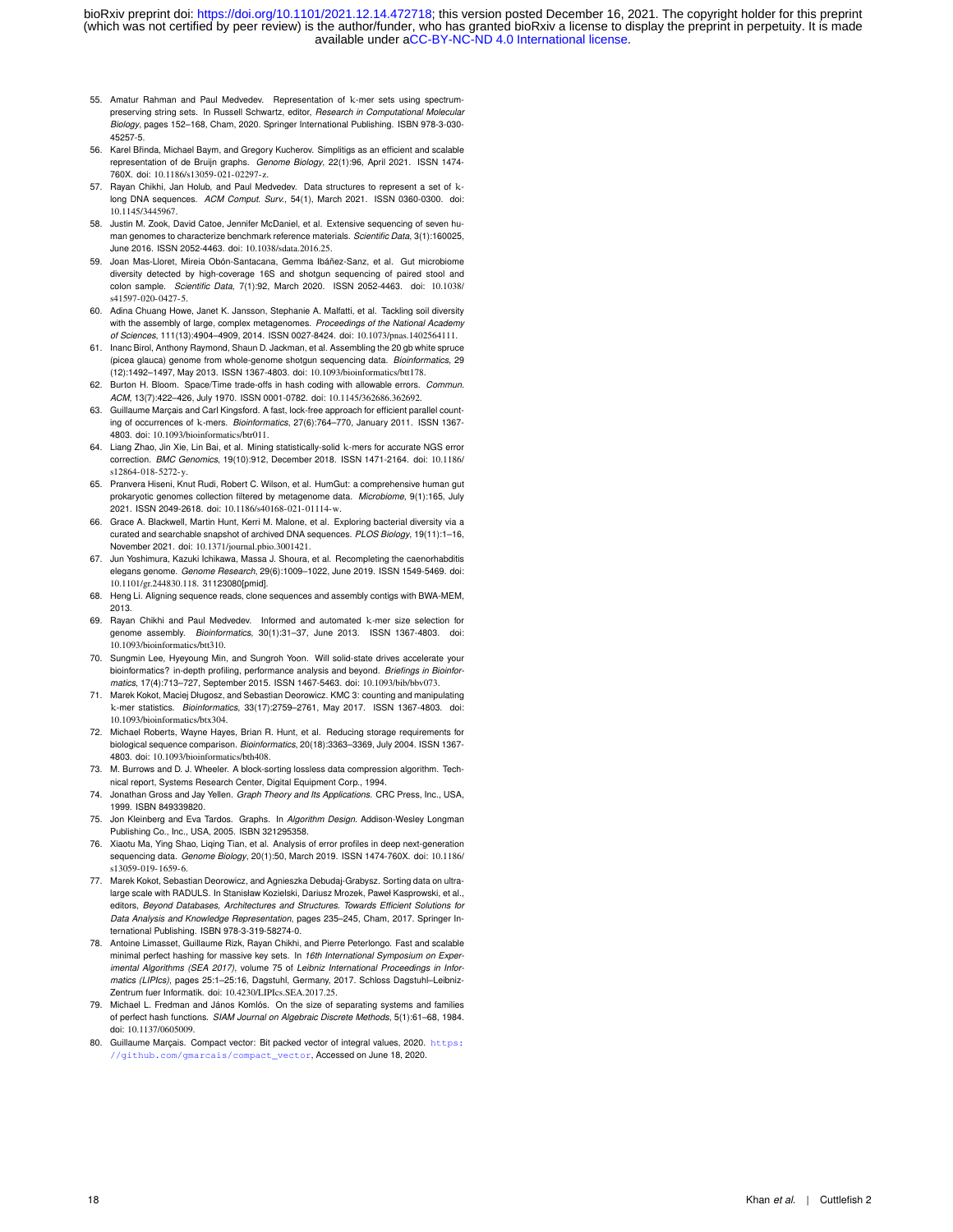55. Amatur Rahman and Paul Medvedev. Representation of k-mer sets using spectrum-preserving string sets. In Russell Schwartz, editor, *Research in Computational Molecular Biology*, pages 152–168, Cham, 2020. Springer International Publishing. ISBN 978-3-030-45257-5.
56. Karel Břinda, Michael Baym, and Gregory Kucherov. Simplitigs as an efficient and scalable representation of de Bruijn graphs. *Genome Biology*, 22(1):96, April 2021. ISSN 1474-760X. doi: 10.1186/s13059-021-02297-z.
57. Rayan Chikhi, Jan Holub, and Paul Medvedev. Data structures to represent a set of k-long DNA sequences. *ACM Comput. Surv.*, 54(1), March 2021. ISSN 0360-0300. doi: 10.1145/3445967.
58. Justin M. Zook, David Catoe, Jennifer McDaniel, et al. Extensive sequencing of seven human genomes to characterize benchmark reference materials. *Scientific Data*, 3(1):160025, June 2016. ISSN 2052-4463. doi: 10.1038/sdata.2016.25.
59. Joan Mas-Lloret, Mireia Obón-Santacana, Gemma Ibáñez-Sanz, et al. Gut microbiome diversity detected by high-coverage 16S and shotgun sequencing of paired stool and colon sample. *Scientific Data*, 7(1):92, March 2020. ISSN 2052-4463. doi: 10.1038/s41597-020-0427-5.
60. Adina Chuang Howe, Janet K. Jansson, Stephanie A. Malfatti, et al. Tackling soil diversity with the assembly of large, complex metagenomes. *Proceedings of the National Academy of Sciences*, 111(13):4904–4909, 2014. ISSN 0027-8424. doi: 10.1073/pnas.1402564111.
61. Inanc Birol, Anthony Raymond, Shaun D. Jackman, et al. Assembling the 20 gb white spruce (picea glauca) genome from whole-genome shotgun sequencing data. *Bioinformatics*, 29 (12):1492–1497, May 2013. ISSN 1367-4803. doi: 10.1093/bioinformatics/btt178.
62. Burton H. Bloom. Space/Time trade-offs in hash coding with allowable errors. *Commun. ACM*, 13(7):422–426, July 1970. ISSN 0001-0782. doi: 10.1145/362686.362692.
63. Guillaume Marçais and Carl Kingsford. A fast, lock-free approach for efficient parallel counting of occurrences of k-mers. *Bioinformatics*, 27(6):764–770, January 2011. ISSN 1367-4803. doi: 10.1093/bioinformatics/btr011.
64. Liang Zhao, Jin Xie, Lin Bai, et al. Mining statistically-solid k-mers for accurate NGS error correction. *BMC Genomics*, 19(10):912, December 2018. ISSN 1471-2164. doi: 10.1186/s12864-018-5272-y.
65. Pranvera Hiseni, Knut Rudi, Robert C. Wilson, et al. HumGut: a comprehensive human gut prokaryotic genomes collection filtered by metagenome data. *Microbiome*, 9(1):165, July 2021. ISSN 2049-2618. doi: 10.1186/s40168-021-01114-w.
66. Grace A. Blackwell, Martin Hunt, Kerri M. Malone, et al. Exploring bacterial diversity via a curated and searchable snapshot of archived DNA sequences. *PLOS Biology*, 19(11):1–16, November 2021. doi: 10.1371/journal.pbio.3001421.
67. Jun Yoshimura, Kazuki Ichikawa, Massa J. Shoura, et al. Recompleting the caenorhabditis elegans genome. *Genome Research*, 29(6):1009–1022, June 2019. ISSN 1549-5469. doi: 10.1101/gr.244830.118. 31123080[pmid].
68. Heng Li. Aligning sequence reads, clone sequences and assembly contigs with BWA-MEM, 2013.
69. Rayan Chikhi and Paul Medvedev. Informed and automated k-mer size selection for genome assembly. *Bioinformatics*, 30(1):31–37, June 2013. ISSN 1367-4803. doi: 10.1093/bioinformatics/btt310.
70. Sungmin Lee, Hyeyoung Min, and Sungroh Yoon. Will solid-state drives accelerate your bioinformatics? in-depth profiling, performance analysis and beyond. *Briefings in Bioinformatics*, 17(4):713–727, September 2015. ISSN 1467-5463. doi: 10.1093/bib/bbv073.
71. Marek Kokot, Maciej Długosz, and Sebastian Deorowicz. KMC 3: counting and manipulating k-mer statistics. *Bioinformatics*, 33(17):2759–2761, May 2017. ISSN 1367-4803. doi: 10.1093/bioinformatics/btx304.
72. Michael Roberts, Wayne Hayes, Brian R. Hunt, et al. Reducing storage requirements for biological sequence comparison. *Bioinformatics*, 20(18):3363–3369, July 2004. ISSN 1367-4803. doi: 10.1093/bioinformatics/bth408.
73. M. Burrows and D. J. Wheeler. A block-sorting lossless data compression algorithm. Technical report, Systems Research Center, Digital Equipment Corp., 1994.
74. Jonathan Gross and Jay Yellen. *Graph Theory and Its Applications*. CRC Press, Inc., USA, 1999. ISBN 849339820.
75. Jon Kleinberg and Eva Tardos. Graphs. In *Algorithm Design*. Addison-Wesley Longman Publishing Co., Inc., USA, 2005. ISBN 321295358.
76. Xiaotu Ma, Ying Shao, Liqing Tian, et al. Analysis of error profiles in deep next-generation sequencing data. *Genome Biology*, 20(1):50, March 2019. ISSN 1474-760X. doi: 10.1186/s13059-019-1659-6.
77. Marek Kokot, Sebastian Deorowicz, and Agnieszka Debudaj-Grabysz. Sorting data on ultra-large scale with RADULS. In Stanisław Kozielski, Dariusz Mrozek, Paweł Kasprowski, et al., editors, *Beyond Databases, Architectures and Structures. Towards Efficient Solutions for Data Analysis and Knowledge Representation*, pages 235–245, Cham, 2017. Springer International Publishing. ISBN 978-3-319-58274-0.
78. Antoine Limasset, Guillaume Rizk, Rayan Chikhi, and Pierre Peterlongo. Fast and scalable minimal perfect hashing for massive key sets. In *16th International Symposium on Experimental Algorithms (SEA 2017)*, volume 75 of *Leibniz International Proceedings in Informatics (LIPIcs)*, pages 25:1–25:16, Dagstuhl, Germany, 2017. Schloss Dagstuhl–Leibniz-Zentrum fuer Informatik. doi: 10.4230/LIPIcs.SEA.2017.25.
79. Michael L. Fredman and János Komlós. On the size of separating systems and families of perfect hash functions. *SIAM Journal on Algebraic Discrete Methods*, 5(1):61–68, 1984. doi: 10.1137/0605009.
80. Guillaume Marçais. Compact vector: Bit packed vector of integral values, 2020. https://github.com/gmarcais/compact_vector, Accessed on June 18, 2020.